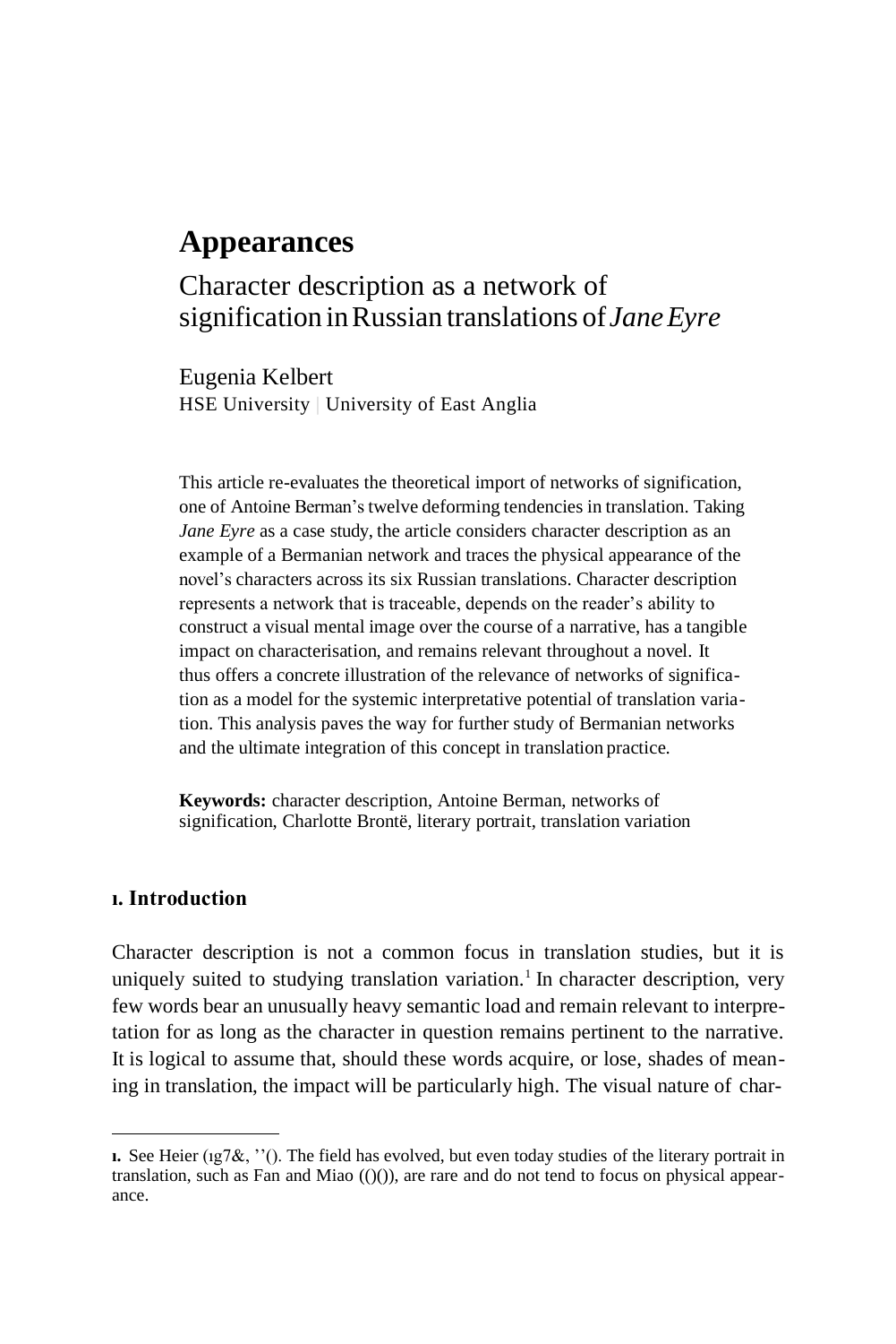# Appearances

## Character description as a network of signification in Russian translations of *Jane Eyre*

Eugenia Kelbert
HSE University | University of East Anglia

This article re-evaluates the theoretical import of networks of signification, one of Antoine Berman's twelve deforming tendencies in translation. Taking *Jane Eyre* as a case study, the article considers character description as an example of a Bermanian network and traces the physical appearance of the novel's characters across its six Russian translations. Character description represents a network that is traceable, depends on the reader's ability to construct a visual mental image over the course of a narrative, has a tangible impact on characterisation, and remains relevant throughout a novel. It thus offers a concrete illustration of the relevance of networks of signification as a model for the systemic interpretative potential of translation variation. This analysis paves the way for further study of Bermanian networks and the ultimate integration of this concept in translation practice.

**Keywords:** character description, Antoine Berman, networks of signification, Charlotte Brontë, literary portrait, translation variation

### 1. Introduction

Character description is not a common focus in translation studies, but it is uniquely suited to studying translation variation.[1] In character description, very few words bear an unusually heavy semantic load and remain relevant to interpretation for as long as the character in question remains pertinent to the narrative. It is logical to assume that, should these words acquire, or lose, shades of meaning in translation, the impact will be particularly high. The visual nature of char-

---

1. See Heier (ıg7&, ''(). The field has evolved, but even today studies of the literary portrait in translation, such as Fan and Miao (()()), are rare and do not tend to focus on physical appearance.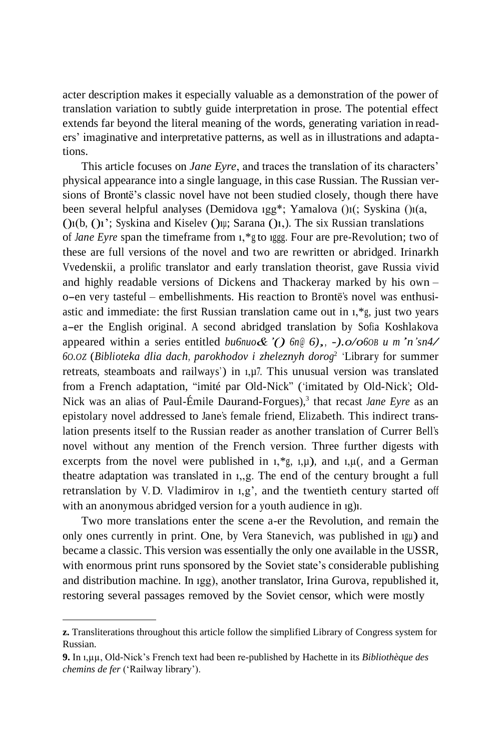acter description makes it especially valuable as a demonstration of the power of translation variation to subtly guide interpretation in prose. The potential effect extends far beyond the literal meaning of the words, generating variation in readers' imaginative and interpretative patterns, as well as in illustrations and adaptations.

This article focuses on *Jane Eyre*, and traces the translation of its characters' physical appearance into a single language, in this case Russian. The Russian versions of Brontë's classic novel have not been studied closely, though there have been several helpful analyses (Demidova ıgg*; Yamalova ()ı(; Syskina ()ı(a, ()ı(b, ()ı'; Syskina and Kiselev ()ıµ; Sarana ()ı,). The six Russian translations of *Jane Eyre* span the timeframe from ı,*g to ıggg. Four are pre-Revolution; two of these are full versions of the novel and two are rewritten or abridged. Irinarkh Vvedenskii, a prolific translator and early translation theorist, gave Russia vivid and highly readable versions of Dickens and Thackeray marked by his own – often very tasteful – embellishments. His reaction to Brontë's novel was enthusiastic and immediate: the first Russian translation came out in ı,*g, just two years after the English original. A second abridged translation by Sofia Koshlakova appeared within a series entitled *bu6nuo&'() 6n@ 6),, -).o/o6oB u m'n'sn4/ 6o.oz* (*Biblioteka dlia dach, parokhodov i zheleznyh dorog*[2] 'Library for summer retreats, steamboats and railways') in ı,µ7. This unusual version was translated from a French adaptation, "imité par Old-Nick" ('imitated by Old-Nick'; Old-Nick was an alias of Paul-Émile Daurand-Forgues),[3] that recast *Jane Eyre* as an epistolary novel addressed to Jane's female friend, Elizabeth. This indirect translation presents itself to the Russian reader as another translation of Currer Bell's novel without any mention of the French version. Three further digests with excerpts from the novel were published in ı,*g, ı,µ), and ı,µ(, and a German theatre adaptation was translated in ı,,g. The end of the century brought a full retranslation by V. D. Vladimirov in ı,g', and the twentieth century started off with an anonymous abridged version for a youth audience in ıg)ı.

Two more translations enter the scene after the Revolution, and remain the only ones currently in print. One, by Vera Stanevich, was published in ıgµ) and became a classic. This version was essentially the only one available in the USSR, with enormous print runs sponsored by the Soviet state's considerable publishing and distribution machine. In ıgg), another translator, Irina Gurova, republished it, restoring several passages removed by the Soviet censor, which were mostly

---

**z.** Transliterations throughout this article follow the simplified Library of Congress system for Russian.

**9.** In ı,µµ, Old-Nick's French text had been re-published by Hachette in its *Bibliothèque des chemins de fer* ('Railway library').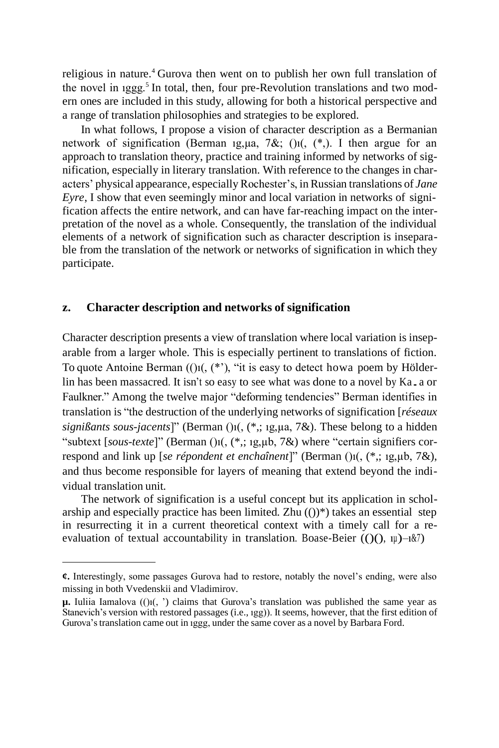religious in nature.[4] Gurova then went on to publish her own full translation of the novel in ıggg.[5] In total, then, four pre-Revolution translations and two modern ones are included in this study, allowing for both a historical perspective and a range of translation philosophies and strategies to be explored.

In what follows, I propose a vision of character description as a Bermanian network of signification (Berman ıg,μa, 7&; ()ı(, (*,). I then argue for an approach to translation theory, practice and training informed by networks of signification, especially in literary translation. With reference to the changes in characters' physical appearance, especially Rochester's, in Russian translations of *Jane Eyre*, I show that even seemingly minor and local variation in networks of signification affects the entire network, and can have far-reaching impact on the interpretation of the novel as a whole. Consequently, the translation of the individual elements of a network of signification such as character description is inseparable from the translation of the network or networks of signification in which they participate.

## z. Character description and networks of signification

Character description presents a view of translation where local variation is inseparable from a larger whole. This is especially pertinent to translations of fiction. To quote Antoine Berman (()ı(, (*'), "it is easy to detect howa poem by Hölderlin has been massacred. It isn't so easy to see what was done to a novel by Ka‗a or Faulkner." Among the twelve major "deforming tendencies" Berman identifies in translation is "the destruction of the underlying networks of signification [*réseaux signißants sous-jacents*]" (Berman ()ı(, (*,; ıg,μa, 7&). These belong to a hidden "subtext [*sous-texte*]" (Berman ()ı(, (*,; ıg,μb, 7&) where "certain signifiers correspond and link up [*se répondent et enchaînent*]" (Berman ()ı(, (*,; ıg,μb, 7&), and thus become responsible for layers of meaning that extend beyond the individual translation unit.

The network of signification is a useful concept but its application in scholarship and especially practice has been limited. Zhu (())*) takes an essential step in resurrecting it in a current theoretical context with a timely call for a re-evaluation of textual accountability in translation. Boase-Beier (()(), ıμ)–ı&7)

---

¢. Interestingly, some passages Gurova had to restore, notably the novel's ending, were also missing in both Vvedenskii and Vladimirov.

μ. Iuliia Iamalova (()ı(, ') claims that Gurova's translation was published the same year as Stanevich's version with restored passages (i.e., ıgg)). It seems, however, that the first edition of Gurova's translation came out in ıggg, under the same cover as a novel by Barbara Ford.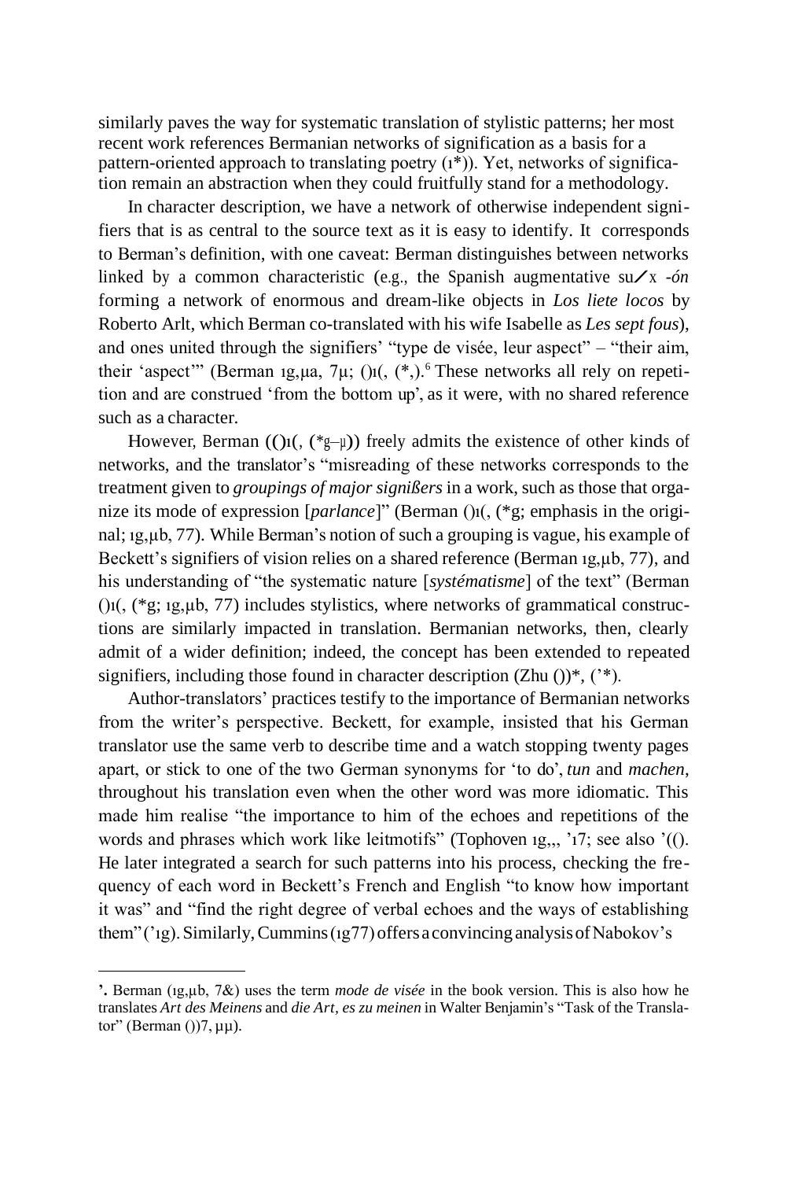similarly paves the way for systematic translation of stylistic patterns; her most recent work references Bermanian networks of signification as a basis for a pattern-oriented approach to translating poetry (ı*)). Yet, networks of signification remain an abstraction when they could fruitfully stand for a methodology.

In character description, we have a network of otherwise independent signifiers that is as central to the source text as it is easy to identify. It corresponds to Berman's definition, with one caveat: Berman distinguishes between networks linked by a common characteristic (e.g., the Spanish augmentative su⁄x *-ón* forming a network of enormous and dream-like objects in *Los liete locos* by Roberto Arlt, which Berman co-translated with his wife Isabelle as *Les sept fous*), and ones united through the signifiers' "type de visée, leur aspect" – "their aim, their 'aspect'" (Berman ıg,µa, 7µ; ()ı(, (*,).[6] These networks all rely on repetition and are construed 'from the bottom up', as it were, with no shared reference such as a character.

However, Berman (()ı(, (*g–µ)) freely admits the existence of other kinds of networks, and the translator's "misreading of these networks corresponds to the treatment given to *groupings of major signißers* in a work, such as those that organize its mode of expression [*parlance*]" (Berman ()ı(, (*g; emphasis in the original; ıg,µb, 77). While Berman's notion of such a grouping is vague, his example of Beckett's signifiers of vision relies on a shared reference (Berman ıg,µb, 77), and his understanding of "the systematic nature [*systématisme*] of the text" (Berman ()ı(, (*g; ıg,µb, 77) includes stylistics, where networks of grammatical constructions are similarly impacted in translation. Bermanian networks, then, clearly admit of a wider definition; indeed, the concept has been extended to repeated signifiers, including those found in character description (Zhu ())*, ('*).

Author-translators' practices testify to the importance of Bermanian networks from the writer's perspective. Beckett, for example, insisted that his German translator use the same verb to describe time and a watch stopping twenty pages apart, or stick to one of the two German synonyms for 'to do', *tun* and *machen*, throughout his translation even when the other word was more idiomatic. This made him realise "the importance to him of the echoes and repetitions of the words and phrases which work like leitmotifs" (Tophoven ıg,,, 'ı7; see also '(().

He later integrated a search for such patterns into his process, checking the frequency of each word in Beckett's French and English "to know how important it was" and "find the right degree of verbal echoes and the ways of establishing them" ('ıg). Similarly, Cummins (ıg77) offers a convincing analysis of Nabokov's

---

'. Berman (ıg,µb, 7&) uses the term *mode de visée* in the book version. This is also how he translates *Art des Meinens* and *die Art, es zu meinen* in Walter Benjamin's "Task of the Translator" (Berman ())7, µµ).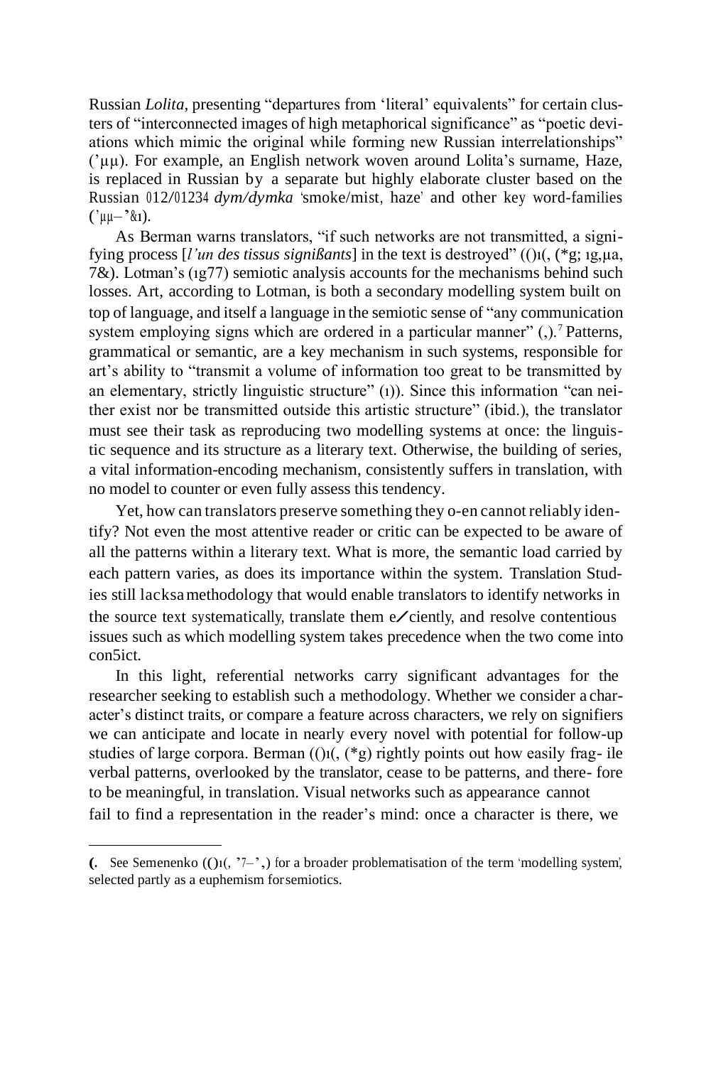Russian *Lolita*, presenting "departures from 'literal' equivalents" for certain clusters of "interconnected images of high metaphorical significance" as "poetic deviations which mimic the original while forming new Russian interrelationships" ('µµ). For example, an English network woven around Lolita's surname, Haze, is replaced in Russian by a separate but highly elaborate cluster based on the Russian 012/01234 *dym/dymka* 'smoke/mist, haze' and other key word-families ('µµ–'&ı).

As Berman warns translators, "if such networks are not transmitted, a signifying process [*l'un des tissus signißants*] in the text is destroyed" (()ı(, (*g; ıg,µa, 7&). Lotman's (ıg77) semiotic analysis accounts for the mechanisms behind such losses. Art, according to Lotman, is both a secondary modelling system built on top of language, and itself a language in the semiotic sense of "any communication system employing signs which are ordered in a particular manner" (,).[7] Patterns, grammatical or semantic, are a key mechanism in such systems, responsible for art's ability to "transmit a volume of information too great to be transmitted by an elementary, strictly linguistic structure" (ı)). Since this information "can neither exist nor be transmitted outside this artistic structure" (ibid.), the translator must see their task as reproducing two modelling systems at once: the linguistic sequence and its structure as a literary text. Otherwise, the building of series, a vital information-encoding mechanism, consistently suffers in translation, with no model to counter or even fully assess this tendency.

Yet, how can translators preserve something they o-en cannot reliably identify? Not even the most attentive reader or critic can be expected to be aware of all the patterns within a literary text. What is more, the semantic load carried by each pattern varies, as does its importance within the system. Translation Studies still lacks a methodology that would enable translators to identify networks in the source text systematically, translate them e⁄ciently, and resolve contentious issues such as which modelling system takes precedence when the two come into con5ict.

In this light, referential networks carry significant advantages for the researcher seeking to establish such a methodology. Whether we consider a character's distinct traits, or compare a feature across characters, we rely on signifiers we can anticipate and locate in nearly every novel with potential for follow-up studies of large corpora. Berman (()ı(, (*g) rightly points out how easily fragile verbal patterns, overlooked by the translator, cease to be patterns, and therefore to be meaningful, in translation. Visual networks such as appearance cannot fail to find a representation in the reader's mind: once a character is there, we

(. See Semenenko (()ı(, '7–',) for a broader problematisation of the term 'modelling system', selected partly as a euphemism for semiotics.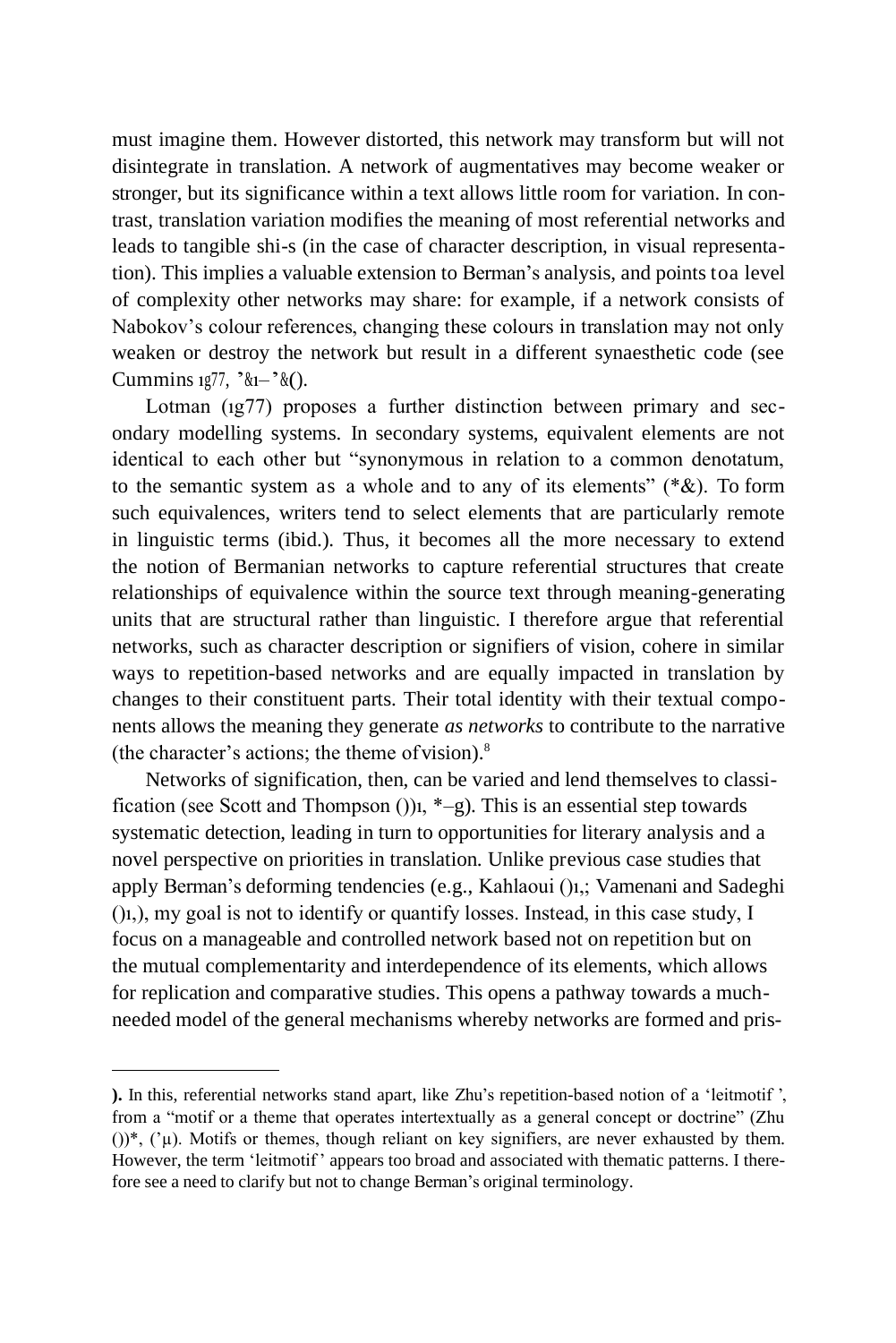must imagine them. However distorted, this network may transform but will not disintegrate in translation. A network of augmentatives may become weaker or stronger, but its significance within a text allows little room for variation. In contrast, translation variation modifies the meaning of most referential networks and leads to tangible shi-s (in the case of character description, in visual representation). This implies a valuable extension to Berman's analysis, and points to a level of complexity other networks may share: for example, if a network consists of Nabokov's colour references, changing these colours in translation may not only weaken or destroy the network but result in a different synaesthetic code (see Cummins 1g77, '&1–'&().

Lotman (1g77) proposes a further distinction between primary and secondary modelling systems. In secondary systems, equivalent elements are not identical to each other but "synonymous in relation to a common denotatum, to the semantic system as a whole and to any of its elements" (*&). To form such equivalences, writers tend to select elements that are particularly remote in linguistic terms (ibid.). Thus, it becomes all the more necessary to extend the notion of Bermanian networks to capture referential structures that create relationships of equivalence within the source text through meaning-generating units that are structural rather than linguistic. I therefore argue that referential networks, such as character description or signifiers of vision, cohere in similar ways to repetition-based networks and are equally impacted in translation by changes to their constituent parts. Their total identity with their textual components allows the meaning they generate *as networks* to contribute to the narrative (the character's actions; the theme of vision).[8]

Networks of signification, then, can be varied and lend themselves to classification (see Scott and Thompson ())1, *–g). This is an essential step towards systematic detection, leading in turn to opportunities for literary analysis and a novel perspective on priorities in translation. Unlike previous case studies that apply Berman's deforming tendencies (e.g., Kahlaoui ()1,; Vamenani and Sadeghi ()1,), my goal is not to identify or quantify losses. Instead, in this case study, I focus on a manageable and controlled network based not on repetition but on the mutual complementarity and interdependence of its elements, which allows for replication and comparative studies. This opens a pathway towards a much-needed model of the general mechanisms whereby networks are formed and pris-

---

**).** In this, referential networks stand apart, like Zhu's repetition-based notion of a 'leitmotif', from a "motif or a theme that operates intertextually as a general concept or doctrine" (Zhu ())*, ('µ). Motifs or themes, though reliant on key signifiers, are never exhausted by them. However, the term 'leitmotif' appears too broad and associated with thematic patterns. I therefore see a need to clarify but not to change Berman's original terminology.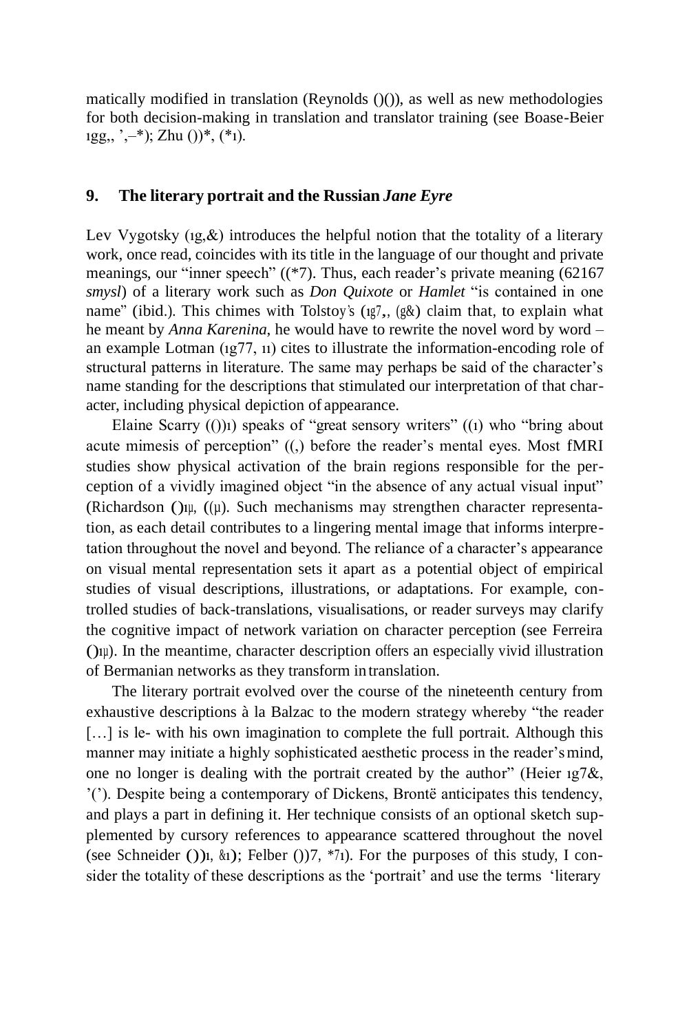matically modified in translation (Reynolds ()()), as well as new methodologies for both decision-making in translation and translator training (see Boase-Beier ıgg,, ',–*); Zhu ())*, (*ı).

## 9. The literary portrait and the Russian *Jane Eyre*

Lev Vygotsky (ıg,&) introduces the helpful notion that the totality of a literary work, once read, coincides with its title in the language of our thought and private meanings, our "inner speech" ((*7). Thus, each reader's private meaning (62167 *smysl*) of a literary work such as *Don Quixote* or *Hamlet* "is contained in one name" (ibid.). This chimes with Tolstoy's (ıg7,, (g&) claim that, to explain what he meant by *Anna Karenina*, he would have to rewrite the novel word by word – an example Lotman (ıg77, ıı) cites to illustrate the information-encoding role of structural patterns in literature. The same may perhaps be said of the character's name standing for the descriptions that stimulated our interpretation of that character, including physical depiction of appearance.

Elaine Scarry (())ı) speaks of "great sensory writers" ((ı) who "bring about acute mimesis of perception" ((,) before the reader's mental eyes. Most fMRI studies show physical activation of the brain regions responsible for the perception of a vividly imagined object "in the absence of any actual visual input" (Richardson ()ıµ, ((µ). Such mechanisms may strengthen character representation, as each detail contributes to a lingering mental image that informs interpretation throughout the novel and beyond. The reliance of a character's appearance on visual mental representation sets it apart as a potential object of empirical studies of visual descriptions, illustrations, or adaptations. For example, controlled studies of back-translations, visualisations, or reader surveys may clarify the cognitive impact of network variation on character perception (see Ferreira ()ıµ). In the meantime, character description offers an especially vivid illustration of Bermanian networks as they transform in translation.

The literary portrait evolved over the course of the nineteenth century from exhaustive descriptions à la Balzac to the modern strategy whereby "the reader […] is le- with his own imagination to complete the full portrait. Although this manner may initiate a highly sophisticated aesthetic process in the reader's mind, one no longer is dealing with the portrait created by the author" (Heier ıg7&, '('). Despite being a contemporary of Dickens, Brontë anticipates this tendency, and plays a part in defining it. Her technique consists of an optional sketch supplemented by cursory references to appearance scattered throughout the novel (see Schneider ())ı, &ı); Felber ())7, *7ı). For the purposes of this study, I consider the totality of these descriptions as the 'portrait' and use the terms 'literary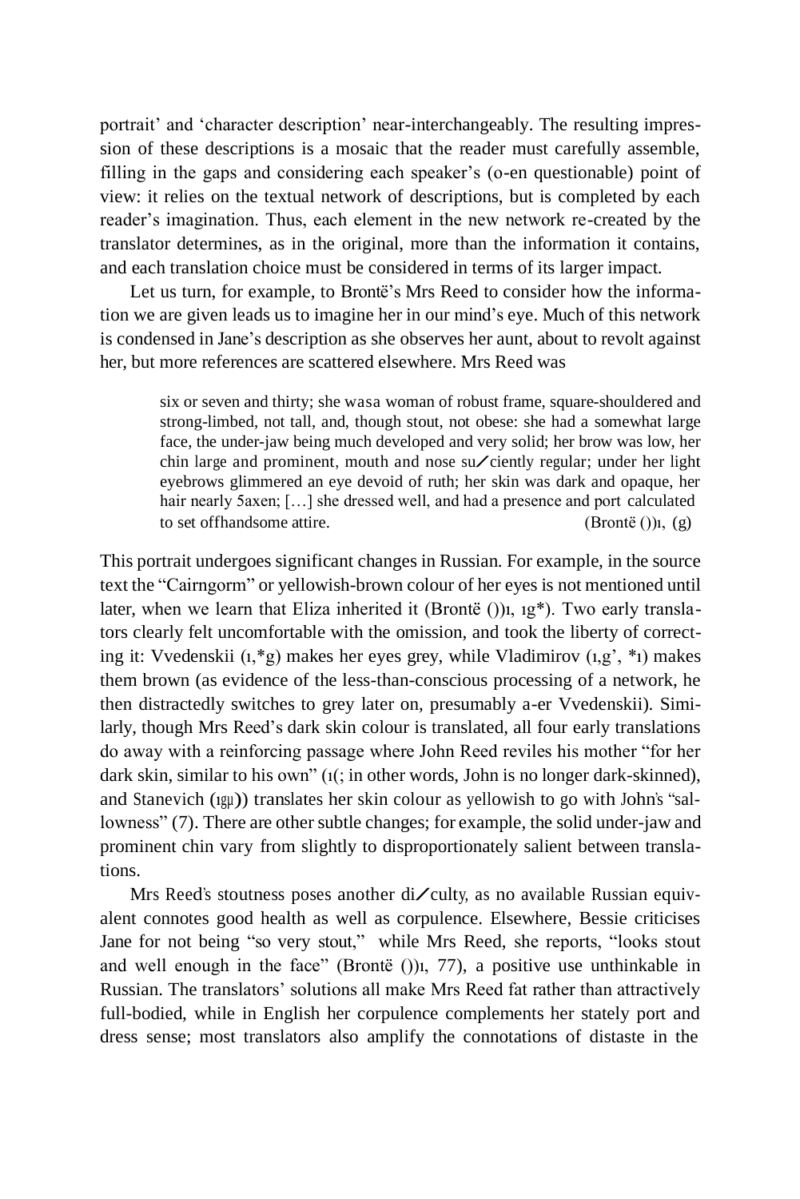portrait' and 'character description' near-interchangeably. The resulting impression of these descriptions is a mosaic that the reader must carefully assemble, filling in the gaps and considering each speaker's (o-en questionable) point of view: it relies on the textual network of descriptions, but is completed by each reader's imagination. Thus, each element in the new network re-created by the translator determines, as in the original, more than the information it contains, and each translation choice must be considered in terms of its larger impact.

Let us turn, for example, to Brontë's Mrs Reed to consider how the information we are given leads us to imagine her in our mind's eye. Much of this network is condensed in Jane's description as she observes her aunt, about to revolt against her, but more references are scattered elsewhere. Mrs Reed was

> six or seven and thirty; she wasa woman of robust frame, square-shouldered and strong-limbed, not tall, and, though stout, not obese: she had a somewhat large face, the under-jaw being much developed and very solid; her brow was low, her chin large and prominent, mouth and nose su⁄ciently regular; under her light eyebrows glimmered an eye devoid of ruth; her skin was dark and opaque, her hair nearly 5axen; […] she dressed well, and had a presence and port calculated to set offhandsome attire. (Brontë ())ı, (g)

This portrait undergoes significant changes in Russian. For example, in the source text the "Cairngorm" or yellowish-brown colour of her eyes is not mentioned until later, when we learn that Eliza inherited it (Brontë ())ı, ıg*). Two early translators clearly felt uncomfortable with the omission, and took the liberty of correcting it: Vvedenskii (ı,*g) makes her eyes grey, while Vladimirov (ı,g', *ı) makes them brown (as evidence of the less-than-conscious processing of a network, he then distractedly switches to grey later on, presumably a-er Vvedenskii). Similarly, though Mrs Reed's dark skin colour is translated, all four early translations do away with a reinforcing passage where John Reed reviles his mother "for her dark skin, similar to his own" (ı(; in other words, John is no longer dark-skinned), and Stanevich (ıgµ)) translates her skin colour as yellowish to go with John's "sallowness" (7). There are other subtle changes; for example, the solid under-jaw and prominent chin vary from slightly to disproportionately salient between translations.

Mrs Reed's stoutness poses another di⁄culty, as no available Russian equivalent connotes good health as well as corpulence. Elsewhere, Bessie criticises Jane for not being "so very stout," while Mrs Reed, she reports, "looks stout and well enough in the face" (Brontë ())ı, 77), a positive use unthinkable in Russian. The translators' solutions all make Mrs Reed fat rather than attractively full-bodied, while in English her corpulence complements her stately port and dress sense; most translators also amplify the connotations of distaste in the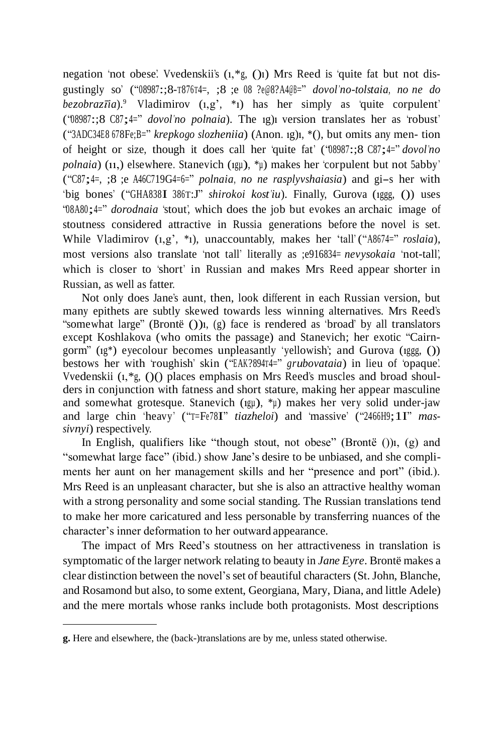negation 'not obese'. Vvedenskii's (ı,*g, ()ı) Mrs Reed is 'quite fat but not disgustingly so' ("08987:;8-т876т4=, ;8 ;e 08 ?e@8?A4@B=" *dovol'no-tolstaia, no ne do bezobrazīia*).[9] Vladimirov (ı,g', *ı) has her simply as 'quite corpulent' ("08987:;8 C87;4=" *dovol'no polnaia*). The ıg)ı version translates her as 'robust' ("3ADC34E8 678Fe;B=" *krepkogo slozheniia*) (Anon. ıg)ı, *(), but omits any men- tion of height or size, though it does call her 'quite fat' ("08987:;8 C87;4=" *dovol'no polnaia*) (ıı,) elsewhere. Stanevich (ıgµ), *µ) makes her 'corpulent but not 5abby' ("C87;4=, ;8 ;e A46C719G4=6=" *polnaia, no ne rasplyvshaiasia*) and gi–s her with 'big bones' ("GHA838I 386т:J" *shirokoi kost'iu*). Finally, Gurova (ıggg, ()) uses "08A80;4=" *dorodnaia* 'stout', which does the job but evokes an archaic image of stoutness considered attractive in Russia generations before the novel is set. While Vladimirov (ı,g', *ı), unaccountably, makes her 'tall' ("A8674=" *roslaia*), most versions also translate 'not tall' literally as ;e916834= *nevysokaia* 'not-tall', which is closer to 'short' in Russian and makes Mrs Reed appear shorter in Russian, as well as fatter.

Not only does Jane's aunt, then, look different in each Russian version, but many epithets are subtly skewed towards less winning alternatives. Mrs Reed's "somewhat large" (Brontë ())ı, (g) face is rendered as 'broad' by all translators except Koshlakova (who omits the passage) and Stanevich; her exotic "Cairngorm" (ıg*) eyecolour becomes unpleasantly 'yellowish'; and Gurova (ıggg, ()) bestows her with 'roughish' skin ("EAK?894т4=" *grubovataia*) in lieu of 'opaque'. Vvedenskii (ı,*g, ()() places emphasis on Mrs Reed's muscles and broad shoulders in conjunction with fatness and short stature, making her appear masculine and somewhat grotesque. Stanevich (ıgµ), *µ) makes her very solid under-jaw and large chin 'heavy' ("т=Fe78I" *tiazheloi*) and 'massive' ("2466H9;1I" *massivnyi*) respectively.

In English, qualifiers like "though stout, not obese" (Brontë ())ı, (g) and "somewhat large face" (ibid.) show Jane's desire to be unbiased, and she compliments her aunt on her management skills and her "presence and port" (ibid.). Mrs Reed is an unpleasant character, but she is also an attractive healthy woman with a strong personality and some social standing. The Russian translations tend to make her more caricatured and less personable by transferring nuances of the character's inner deformation to her outward appearance.

The impact of Mrs Reed's stoutness on her attractiveness in translation is symptomatic of the larger network relating to beauty in *Jane Eyre*. Brontë makes a clear distinction between the novel's set of beautiful characters (St. John, Blanche, and Rosamond but also, to some extent, Georgiana, Mary, Diana, and little Adele) and the mere mortals whose ranks include both protagonists. Most descriptions

---

**g.** Here and elsewhere, the (back-)translations are by me, unless stated otherwise.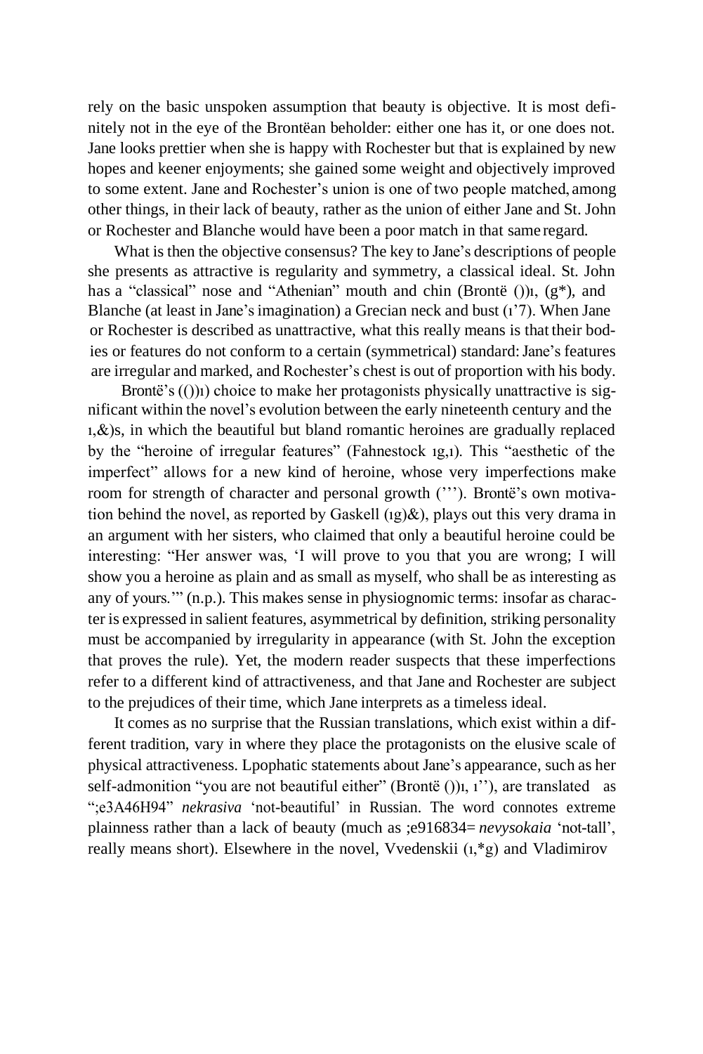rely on the basic unspoken assumption that beauty is objective. It is most definitely not in the eye of the Brontëan beholder: either one has it, or one does not. Jane looks prettier when she is happy with Rochester but that is explained by new hopes and keener enjoyments; she gained some weight and objectively improved to some extent. Jane and Rochester's union is one of two people matched, among other things, in their lack of beauty, rather as the union of either Jane and St. John or Rochester and Blanche would have been a poor match in that same regard.

What is then the objective consensus? The key to Jane's descriptions of people she presents as attractive is regularity and symmetry, a classical ideal. St. John has a "classical" nose and "Athenian" mouth and chin (Brontë ())ı, (g*), and Blanche (at least in Jane's imagination) a Grecian neck and bust (ı'7). When Jane or Rochester is described as unattractive, what this really means is that their bodies or features do not conform to a certain (symmetrical) standard: Jane's features are irregular and marked, and Rochester's chest is out of proportion with his body.

Brontë's (())ı) choice to make her protagonists physically unattractive is significant within the novel's evolution between the early nineteenth century and the ı,&)s, in which the beautiful but bland romantic heroines are gradually replaced by the "heroine of irregular features" (Fahnestock ıg,ı). This "aesthetic of the imperfect" allows for a new kind of heroine, whose very imperfections make room for strength of character and personal growth ('''). Brontë's own motivation behind the novel, as reported by Gaskell (ıg)&), plays out this very drama in an argument with her sisters, who claimed that only a beautiful heroine could be interesting: "Her answer was, 'I will prove to you that you are wrong; I will show you a heroine as plain and as small as myself, who shall be as interesting as any of yours.'" (n.p.). This makes sense in physiognomic terms: insofar as character is expressed in salient features, asymmetrical by definition, striking personality must be accompanied by irregularity in appearance (with St. John the exception that proves the rule). Yet, the modern reader suspects that these imperfections refer to a different kind of attractiveness, and that Jane and Rochester are subject to the prejudices of their time, which Jane interprets as a timeless ideal.

It comes as no surprise that the Russian translations, which exist within a different tradition, vary in where they place the protagonists on the elusive scale of physical attractiveness. Lpophatic statements about Jane's appearance, such as her self-admonition "you are not beautiful either" (Brontë ())ı, ı''), are translated as ";e3A46H94" *nekrasiva* 'not-beautiful' in Russian. The word connotes extreme plainness rather than a lack of beauty (much as ;e916834= *nevysokaia* 'not-tall', really means short). Elsewhere in the novel, Vvedenskii (ı,*g) and Vladimirov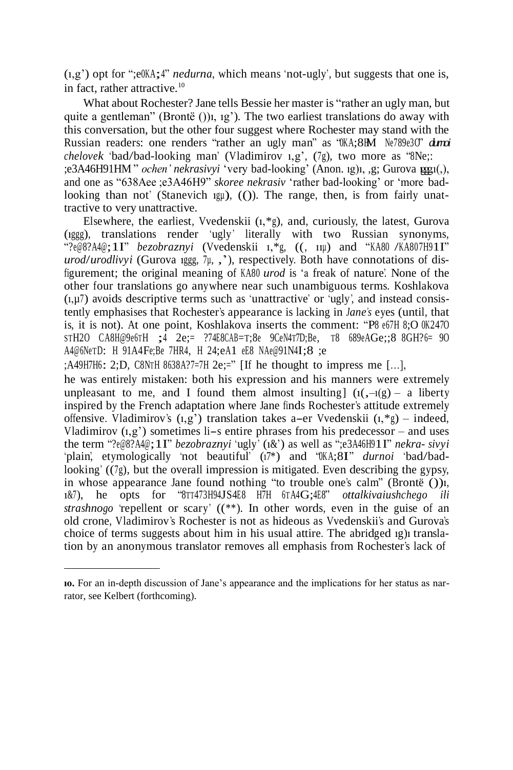(1,g') opt for ";e0KA;4" *nedurna*, which means 'not-ugly', but suggests that one is, in fact, rather attractive.[10]

What about Rochester? Jane tells Bessie her master is "rather an ugly man, but quite a gentleman" (Brontë ())1, 1g'). The two earliest translations do away with this conversation, but the other four suggest where Rochester may stand with the Russian readers: one renders "rather an ugly man" as "0KA;8HM Ne789e3O" *durnoi chelovek* 'bad/bad-looking man' (Vladimirov 1,g', (7g), two more as "8Ne;: ;e3A46H91HM" *ochen' nekrasivyi* 'very bad-looking' (Anon. 1g)1, ,g; Gurova 1ggg1(,), and one as "638Aee ;e3A46H9" *skoree nekrasiv* 'rather bad-looking' or 'more bad-looking than not' (Stanevich 1gμ), (()). The range, then, is from fairly unattractive to very unattractive.

Elsewhere, the earliest, Vvedenskii (1,*g), and, curiously, the latest, Gurova (1ggg), translations render 'ugly' literally with two Russian synonyms, "?e@8?A4@;1I" *bezobraznyi* (Vvedenskii 1,*g, ((, 11μ) and "KA80 /KA807H91I" *urod/urodlivyi* (Gurova 1ggg, 7μ, ,'), respectively. Both have connotations of disfigurement; the original meaning of KA80 *urod* is 'a freak of nature'. None of the other four translations go anywhere near such unambiguous terms. Koshlakova (1,μ7) avoids descriptive terms such as 'unattractive' or 'ugly', and instead consistently emphasises that Rochester's appearance is lacking in *Jane's* eyes (until, that is, it is not). At one point, Koshlakova inserts the comment: "P8 e67H 8;O 0K247O STH2O CA8H@9e6TH ;4 2e;= ?74E8CAB=T;8e 9CeN4T7D;Be, T8 689eAGe;:8 8GH?6= 9O A4@6NeTD: H 91A4Fe;Be 7HR4, H 24;eA1 eE8 NAe@91N4I;8 ;e ;A49H7H6: 2;D, C8NTH 8638A?7=7H 2e;=" [If he thought to impress me [...], he was entirely mistaken: both his expression and his manners were extremely unpleasant to me, and I found them almost insulting] (1(,–1(g) – a liberty inspired by the French adaptation where Jane finds Rochester's attitude extremely offensive. Vladimirov's (1,g') translation takes a–er Vvedenskii (1,*g) – indeed, Vladimirov (1,g') sometimes li–s entire phrases from his predecessor – and uses the term "?e@8?A4@;1I" *bezobraznyi* 'ugly' (1&') as well as ";e3A46H91I" *nekrasivyi* 'plain', etymologically 'not beautiful' (17*) and "0KA;8I" *durnoi* 'bad/bad-looking' ((7g), but the overall impression is mitigated. Even describing the gypsy, in whose appearance Jane found nothing "to trouble one's calm" (Brontë ())1, 1&7), he opts for "8TT473H94JS4E8 H7H 6TA4G;4E8" *ottalkivaiushchego ili strashnogo* 'repellent or scary' ((**). In other words, even in the guise of an old crone, Vladimirov's Rochester is not as hideous as Vvedenskii's and Gurova's choice of terms suggests about him in his usual attire. The abridged 1g)1 translation by an anonymous translator removes all emphasis from Rochester's lack of

---

**10.** For an in-depth discussion of Jane's appearance and the implications for her status as narrator, see Kelbert (forthcoming).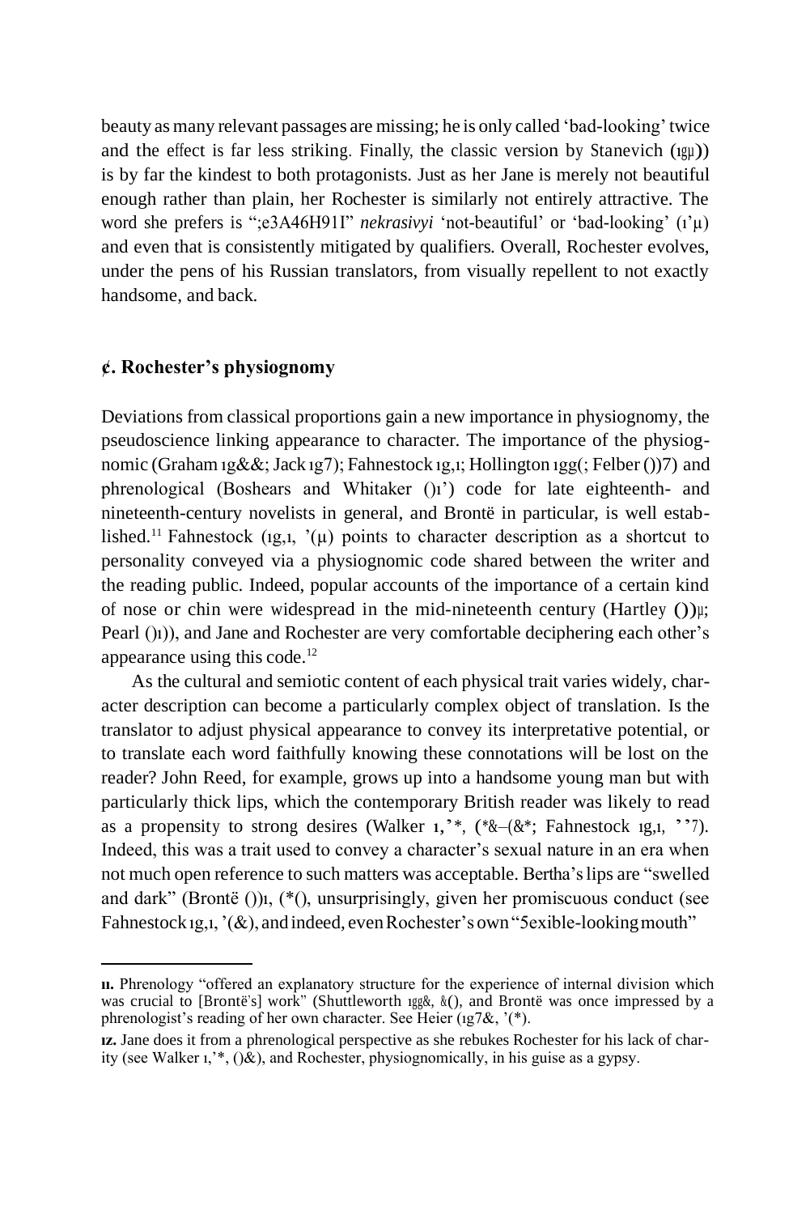beauty as many relevant passages are missing; he is only called 'bad-looking' twice and the effect is far less striking. Finally, the classic version by Stanevich (ıgµ)) is by far the kindest to both protagonists. Just as her Jane is merely not beautiful enough rather than plain, her Rochester is similarly not entirely attractive. The word she prefers is ";e3A46H91I" *nekrasivyi* 'not-beautiful' or 'bad-looking' (ı'µ) and even that is consistently mitigated by qualifiers. Overall, Rochester evolves, under the pens of his Russian translators, from visually repellent to not exactly handsome, and back.

## ¢. Rochester's physiognomy

Deviations from classical proportions gain a new importance in physiognomy, the pseudoscience linking appearance to character. The importance of the physiognomic (Graham ıg&&; Jack ıg7); Fahnestock ıg,ı; Hollington ıgg(; Felber ())7) and phrenological (Boshears and Whitaker ()ı') code for late eighteenth- and nineteenth-century novelists in general, and Brontë in particular, is well established.[11] Fahnestock (ıg,ı, '(µ) points to character description as a shortcut to personality conveyed via a physiognomic code shared between the writer and the reading public. Indeed, popular accounts of the importance of a certain kind of nose or chin were widespread in the mid-nineteenth century (Hartley ())µ; Pearl ()ı)), and Jane and Rochester are very comfortable deciphering each other's appearance using this code.[12]

As the cultural and semiotic content of each physical trait varies widely, character description can become a particularly complex object of translation. Is the translator to adjust physical appearance to convey its interpretative potential, or to translate each word faithfully knowing these connotations will be lost on the reader? John Reed, for example, grows up into a handsome young man but with particularly thick lips, which the contemporary British reader was likely to read as a propensity to strong desires (Walker ı,'*, (*&–(&*; Fahnestock ıg,ı, ''7). Indeed, this was a trait used to convey a character's sexual nature in an era when not much open reference to such matters was acceptable. Bertha's lips are "swelled and dark" (Brontë ())ı, (*(), unsurprisingly, given her promiscuous conduct (see Fahnestock ıg,ı, '(&), and indeed, even Rochester's own "5exible-looking mouth"

---

**ıı.** Phrenology "offered an explanatory structure for the experience of internal division which was crucial to [Brontë's] work" (Shuttleworth ıgg&, &(), and Brontë was once impressed by a phrenologist's reading of her own character. See Heier (ıg7&, '(*).

**ız.** Jane does it from a phrenological perspective as she rebukes Rochester for his lack of charity (see Walker ı,'*, ()&), and Rochester, physiognomically, in his guise as a gypsy.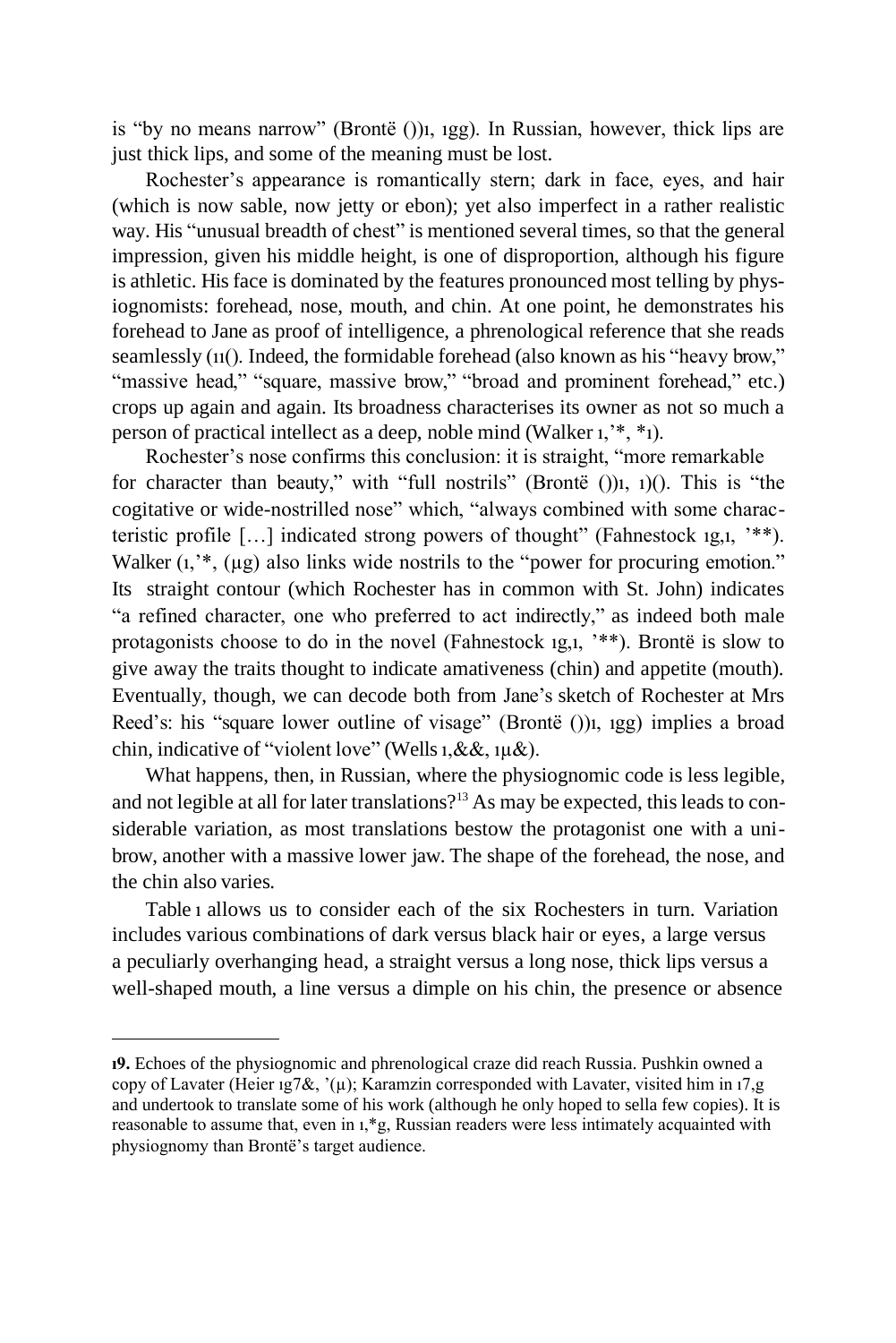is "by no means narrow" (Brontë ())ı, ıgg). In Russian, however, thick lips are just thick lips, and some of the meaning must be lost.

Rochester's appearance is romantically stern; dark in face, eyes, and hair (which is now sable, now jetty or ebon); yet also imperfect in a rather realistic way. His "unusual breadth of chest" is mentioned several times, so that the general impression, given his middle height, is one of disproportion, although his figure is athletic. His face is dominated by the features pronounced most telling by physiognomists: forehead, nose, mouth, and chin. At one point, he demonstrates his forehead to Jane as proof of intelligence, a phrenological reference that she reads seamlessly (ıı(). Indeed, the formidable forehead (also known as his "heavy brow," "massive head," "square, massive brow," "broad and prominent forehead," etc.) crops up again and again. Its broadness characterises its owner as not so much a person of practical intellect as a deep, noble mind (Walker ı,'*, *ı).

Rochester's nose confirms this conclusion: it is straight, "more remarkable for character than beauty," with "full nostrils" (Brontë ())ı, ı)(). This is "the cogitative or wide-nostrilled nose" which, "always combined with some characteristic profile […] indicated strong powers of thought" (Fahnestock ıg,ı, '**). Walker (ı,'*, (μg) also links wide nostrils to the "power for procuring emotion." Its straight contour (which Rochester has in common with St. John) indicates "a refined character, one who preferred to act indirectly," as indeed both male protagonists choose to do in the novel (Fahnestock ıg,ı, '**). Brontë is slow to give away the traits thought to indicate amativeness (chin) and appetite (mouth). Eventually, though, we can decode both from Jane's sketch of Rochester at Mrs Reed's: his "square lower outline of visage" (Brontë ())ı, ıgg) implies a broad chin, indicative of "violent love" (Wells ı,&&, ıμ&).

What happens, then, in Russian, where the physiognomic code is less legible, and not legible at all for later translations?[13] As may be expected, this leads to considerable variation, as most translations bestow the protagonist one with a unibrow, another with a massive lower jaw. The shape of the forehead, the nose, and the chin also varies.

Table ı allows us to consider each of the six Rochesters in turn. Variation includes various combinations of dark versus black hair or eyes, a large versus a peculiarly overhanging head, a straight versus a long nose, thick lips versus a well-shaped mouth, a line versus a dimple on his chin, the presence or absence

---

**ı9.** Echoes of the physiognomic and phrenological craze did reach Russia. Pushkin owned a copy of Lavater (Heier ıg7&, '(μ); Karamzin corresponded with Lavater, visited him in ı7,g and undertook to translate some of his work (although he only hoped to sella few copies). It is reasonable to assume that, even in ı,*g, Russian readers were less intimately acquainted with physiognomy than Brontë's target audience.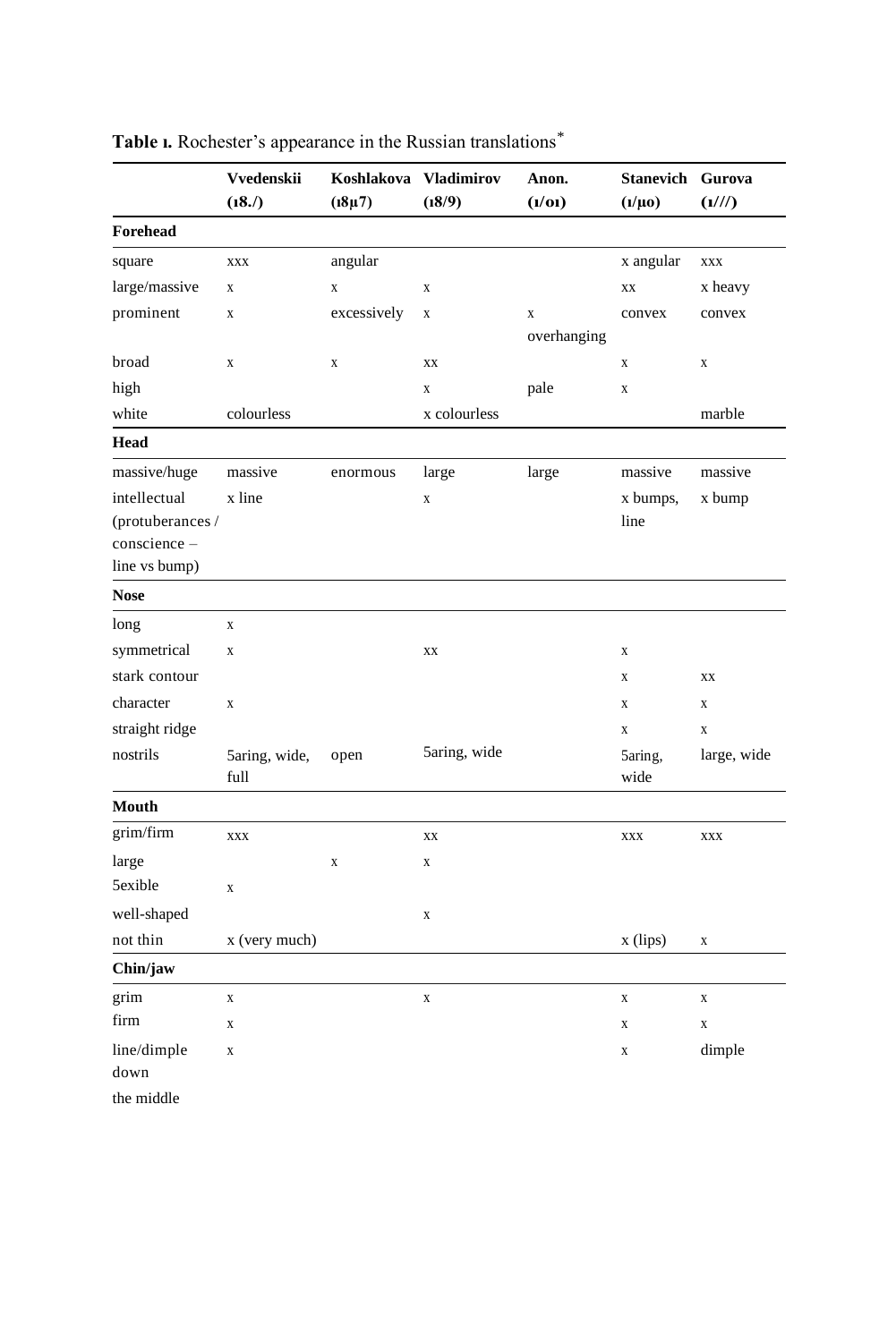**Table ı.** Rochester's appearance in the Russian translations*

| | Vvedenskii (ı8./) | Koshlakova (ı8µ7) | Vladimirov (ı8/9) | Anon. (ı/oı) | Stanevich (ı/µo) | Gurova (ı///) |
|---|---|---|---|---|---|---|
| **Forehead** | | | | | | |
| square | xxx | angular | | | x angular | xxx |
| large/massive | x | x | x | | xx | x heavy |
| prominent | x | excessively | x | x overhanging | convex | convex |
| broad | x | x | xx | | x | x |
| high | | | x | pale | x | |
| white | colourless | | x colourless | | | marble |
| **Head** | | | | | | |
| massive/huge | massive | enormous | large | large | massive | massive |
| intellectual (protuberances / conscience – line vs bump) | x line | | x | | x bumps, line | x bump |
| **Nose** | | | | | | |
| long | x | | | | | |
| symmetrical | x | | xx | | x | |
| stark contour | | | | | x | xx |
| character | x | | | | x | x |
| straight ridge | | | | | x | x |
| nostrils | 5aring, wide, full | open | 5aring, wide | | 5aring, wide | large, wide |
| **Mouth** | | | | | | |
| grim/firm | xxx | | xx | | xxx | xxx |
| large | | x | x | | | |
| 5exible | x | | | | | |
| well-shaped | | | x | | | |
| not thin | x (very much) | | | | x (lips) | x |
| **Chin/jaw** | | | | | | |
| grim | x | | x | | x | x |
| firm | x | | | | x | x |
| line/dimple down the middle | x | | | | x | dimple |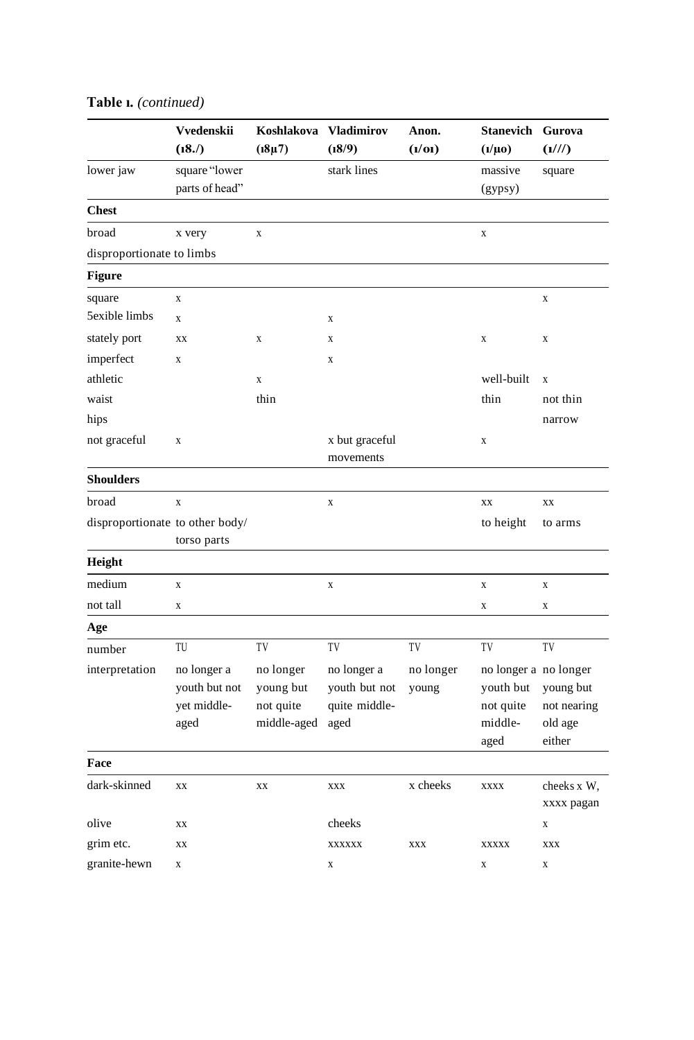**Table 1.** *(continued)*

| | Vvedenskii (18./) | Koshlakova (18µ7) | Vladimirov (18/9) | Anon. (1/o1) | Stanevich (1/µo) | Gurova (1///) |
|---|---|---|---|---|---|---|
| lower jaw | square "lower parts of head" | | stark lines | | massive (gypsy) | square |
| **Chest** | | | | | | |
| broad | x very | x | | | x | |
| disproportionate to limbs | | | | | | |
| **Figure** | | | | | | |
| square | x | | | | | x |
| 5exible limbs | x | | x | | | |
| stately port | xx | x | x | | x | x |
| imperfect | x | | x | | | |
| athletic | | x | | | well-built | x |
| waist | | thin | | | thin | not thin |
| hips | | | | | | narrow |
| not graceful | x | | x but graceful movements | | x | |
| **Shoulders** | | | | | | |
| broad | x | | x | | xx | xx |
| disproportionate | to other body/ torso parts | | | | to height | to arms |
| **Height** | | | | | | |
| medium | x | | x | | x | x |
| not tall | x | | | | x | x |
| **Age** | | | | | | |
| number | TU | TV | TV | TV | TV | TV |
| interpretation | no longer a youth but not yet middle-aged | no longer young but not quite middle-aged | no longer a youth but not quite middle-aged | no longer young | no longer a youth but not quite middle-aged | no longer young but not nearing old age either |
| **Face** | | | | | | |
| dark-skinned | xx | xx | xxx | x cheeks | xxxx | cheeks x W, xxxx pagan |
| olive | xx | | cheeks | | | x |
| grim etc. | xx | | xxxxxx | xxx | xxxxx | xxx |
| granite-hewn | x | | x | | x | x |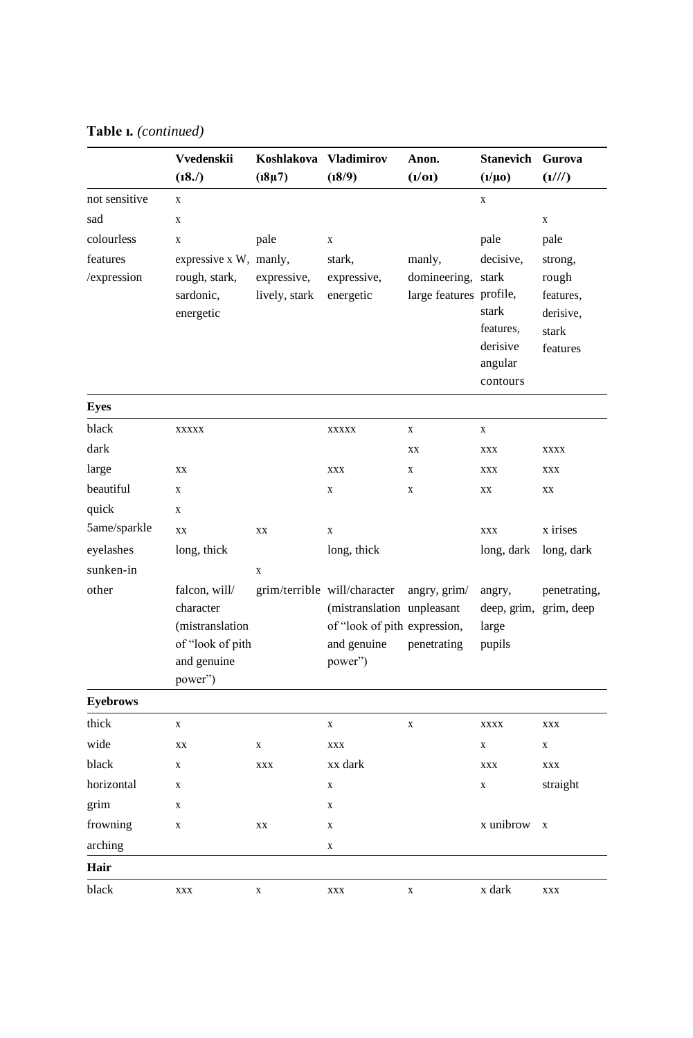**Table 1.** *(continued)*

| | Vvedenskii (18./) | Koshlakova (18µ7) | Vladimirov (18/9) | Anon. (1/01) | Stanevich (1/µ0) | Gurova (1///) |
|---|---|---|---|---|---|---|
| not sensitive | x | | | | x | |
| sad | x | | | | | x |
| colourless | x | pale | x | | pale | pale |
| features /expression | expressive x W, rough, stark, sardonic, energetic | manly, expressive, lively, stark | stark, expressive, energetic | manly, domineering, large features | decisive, stark profile, stark features, derisive angular contours | strong, rough features, derisive, stark features |
| **Eyes** | | | | | | |
| black | xxxxx | | xxxxx | x | x | |
| dark | | | | xx | xxx | xxxx |
| large | xx | | xxx | x | xxx | xxx |
| beautiful | x | | x | x | xx | xx |
| quick | x | | | | | |
| 5ame/sparkle | xx | xx | x | | xxx | x irises |
| eyelashes | long, thick | | long, thick | | long, dark | long, dark |
| sunken-in | | x | | | | |
| other | falcon, will/ character (mistranslation of "look of pith and genuine power") | grim/terrible | will/character (mistranslation of "look of pith and genuine power") | angry, grim/ unpleasant expression, penetrating | angry, deep, grim, large pupils | penetrating, grim, deep |
| **Eyebrows** | | | | | | |
| thick | x | | x | x | xxxx | xxx |
| wide | xx | x | xxx | | x | x |
| black | x | xxx | xx dark | | xxx | xxx |
| horizontal | x | | x | | x | straight |
| grim | x | | x | | | |
| frowning | x | xx | x | | x unibrow | x |
| arching | | | x | | | |
| **Hair** | | | | | | |
| black | xxx | x | xxx | x | x dark | xxx |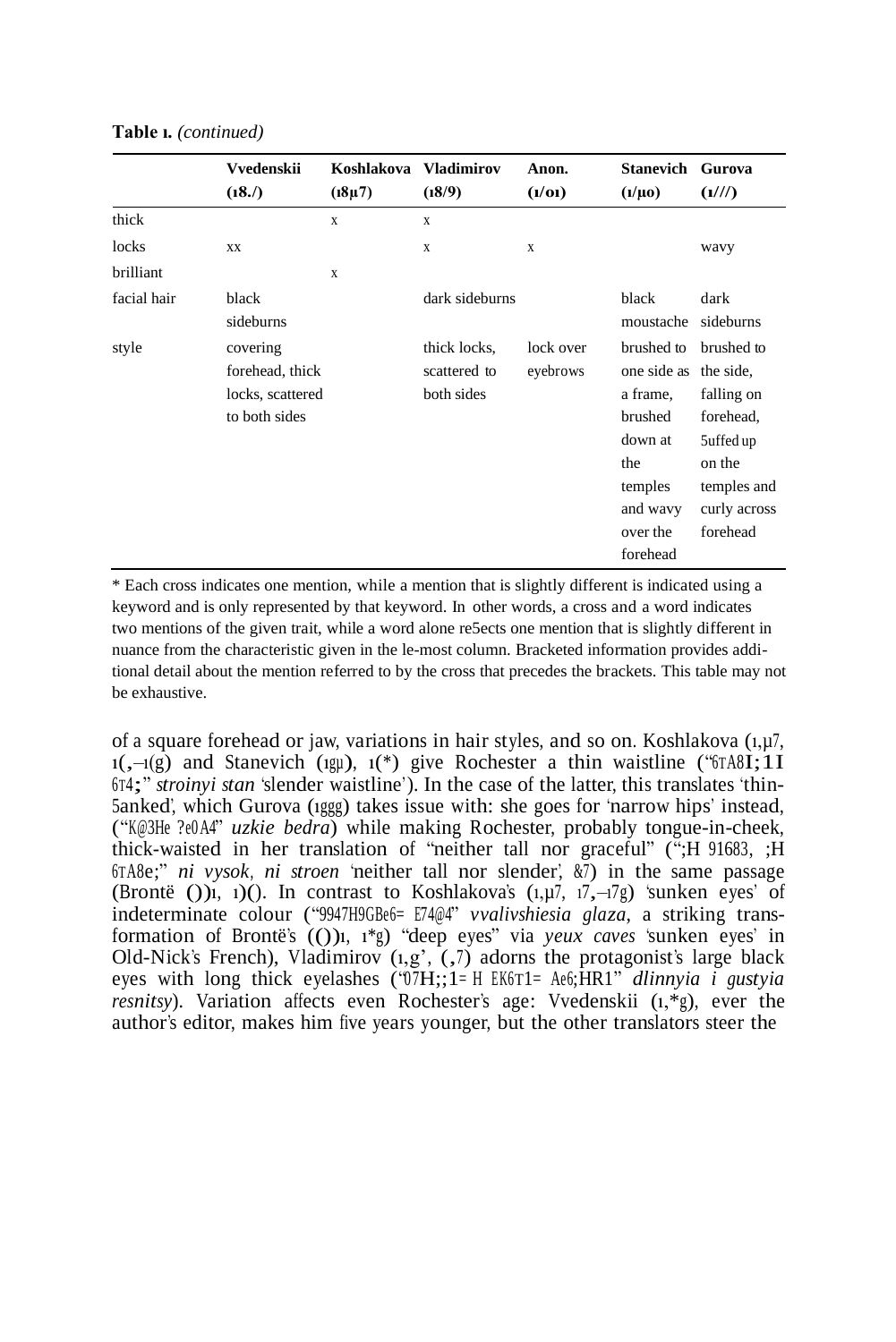**Table 1.** *(continued)*

| | Vvedenskii (18./) | Koshlakova (18µ7) | Vladimirov (18/9) | Anon. (1/01) | Stanevich (1/µ0) | Gurova (1///) |
|---|---|---|---|---|---|---|
| thick | | x | x | | | |
| locks | xx | | x | x | | wavy |
| brilliant | | x | | | | |
| facial hair | black sideburns | | dark sideburns | | black moustache | dark sideburns |
| style | covering forehead, thick locks, scattered to both sides | | thick locks, scattered to both sides | lock over eyebrows | brushed to one side as a frame, brushed down at the temples and wavy over the forehead | brushed to the side, falling on forehead, 5uffed up on the temples and curly across forehead |

* Each cross indicates one mention, while a mention that is slightly different is indicated using a keyword and is only represented by that keyword. In other words, a cross and a word indicates two mentions of the given trait, while a word alone re5ects one mention that is slightly different in nuance from the characteristic given in the le-most column. Bracketed information provides additional detail about the mention referred to by the cross that precedes the brackets. This table may not be exhaustive.

of a square forehead or jaw, variations in hair styles, and so on. Koshlakova (1,µ7, 1(,–1(g) and Stanevich (1gµ), 1(*) give Rochester a thin waistline ("6TA8I;1I 6T4;" *stroinyi stan* 'slender waistline'). In the case of the latter, this translates 'thin-5anked', which Gurova (1ggg) takes issue with: she goes for 'narrow hips' instead, ("K@3He ?e0A4" *uzkie bedra*) while making Rochester, probably tongue-in-cheek, thick-waisted in her translation of "neither tall nor graceful" (";H 91683, ;H 6TA8e;" *ni vysok, ni stroen* 'neither tall nor slender', &7) in the same passage (Brontë ())1, 1)(). In contrast to Koshlakova's (1,µ7, 17,–17g) 'sunken eyes' of indeterminate colour ("9947H9GBe6= E74@4" *vvalivshiesia glaza*, a striking transformation of Brontë's (())1, 1*g) "deep eyes" via *yeux caves* 'sunken eyes' in Old-Nick's French), Vladimirov (1,g', (,7) adorns the protagonist's large black eyes with long thick eyelashes ("07H;;1= H EK6T1= Ae6;HR1" *dlinnyia i gustyia resnitsy*). Variation affects even Rochester's age: Vvedenskii (1,*g), ever the author's editor, makes him five years younger, but the other translators steer the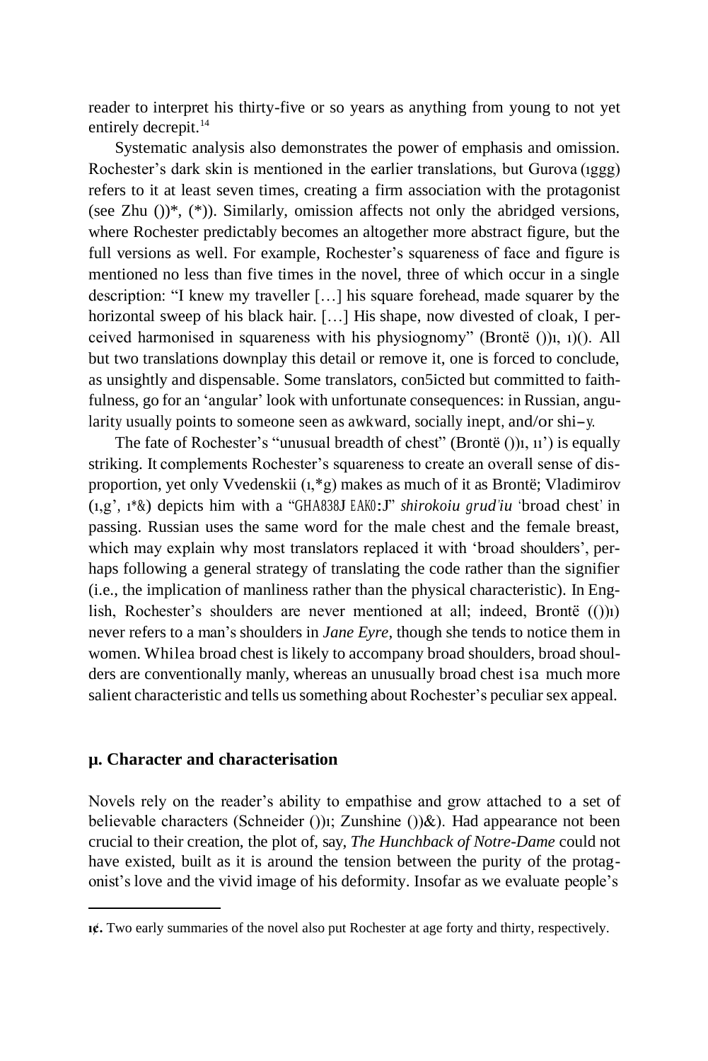reader to interpret his thirty-five or so years as anything from young to not yet entirely decrepit.[14]

Systematic analysis also demonstrates the power of emphasis and omission. Rochester's dark skin is mentioned in the earlier translations, but Gurova (1999) refers to it at least seven times, creating a firm association with the protagonist (see Zhu ())*, (*)). Similarly, omission affects not only the abridged versions, where Rochester predictably becomes an altogether more abstract figure, but the full versions as well. For example, Rochester's squareness of face and figure is mentioned no less than five times in the novel, three of which occur in a single description: "I knew my traveller […] his square forehead, made squarer by the horizontal sweep of his black hair. […] His shape, now divested of cloak, I perceived harmonised in squareness with his physiognomy" (Brontë ())1, 1)(). All but two translations downplay this detail or remove it, one is forced to conclude, as unsightly and dispensable. Some translators, conflicted but committed to faithfulness, go for an 'angular' look with unfortunate consequences: in Russian, angularity usually points to someone seen as awkward, socially inept, and/or shi–y.

The fate of Rochester's "unusual breadth of chest" (Brontë ())1, 11') is equally striking. It complements Rochester's squareness to create an overall sense of disproportion, yet only Vvedenskii (1,*g) makes as much of it as Brontë; Vladimirov (1,g', 1*&) depicts him with a "GHA838J EAK0:J" *shirokoiu grud'iu* 'broad chest' in passing. Russian uses the same word for the male chest and the female breast, which may explain why most translators replaced it with 'broad shoulders', perhaps following a general strategy of translating the code rather than the signifier (i.e., the implication of manliness rather than the physical characteristic). In English, Rochester's shoulders are never mentioned at all; indeed, Brontë (())1) never refers to a man's shoulders in *Jane Eyre*, though she tends to notice them in women. While a broad chest is likely to accompany broad shoulders, broad shoulders are conventionally manly, whereas an unusually broad chest is a much more salient characteristic and tells us something about Rochester's peculiar sex appeal.

## µ. Character and characterisation

Novels rely on the reader's ability to empathise and grow attached to a set of believable characters (Schneider ())1; Zunshine ())&). Had appearance not been crucial to their creation, the plot of, say, *The Hunchback of Notre-Dame* could not have existed, built as it is around the tension between the purity of the protagonist's love and the vivid image of his deformity. Insofar as we evaluate people's

---

[14]. Two early summaries of the novel also put Rochester at age forty and thirty, respectively.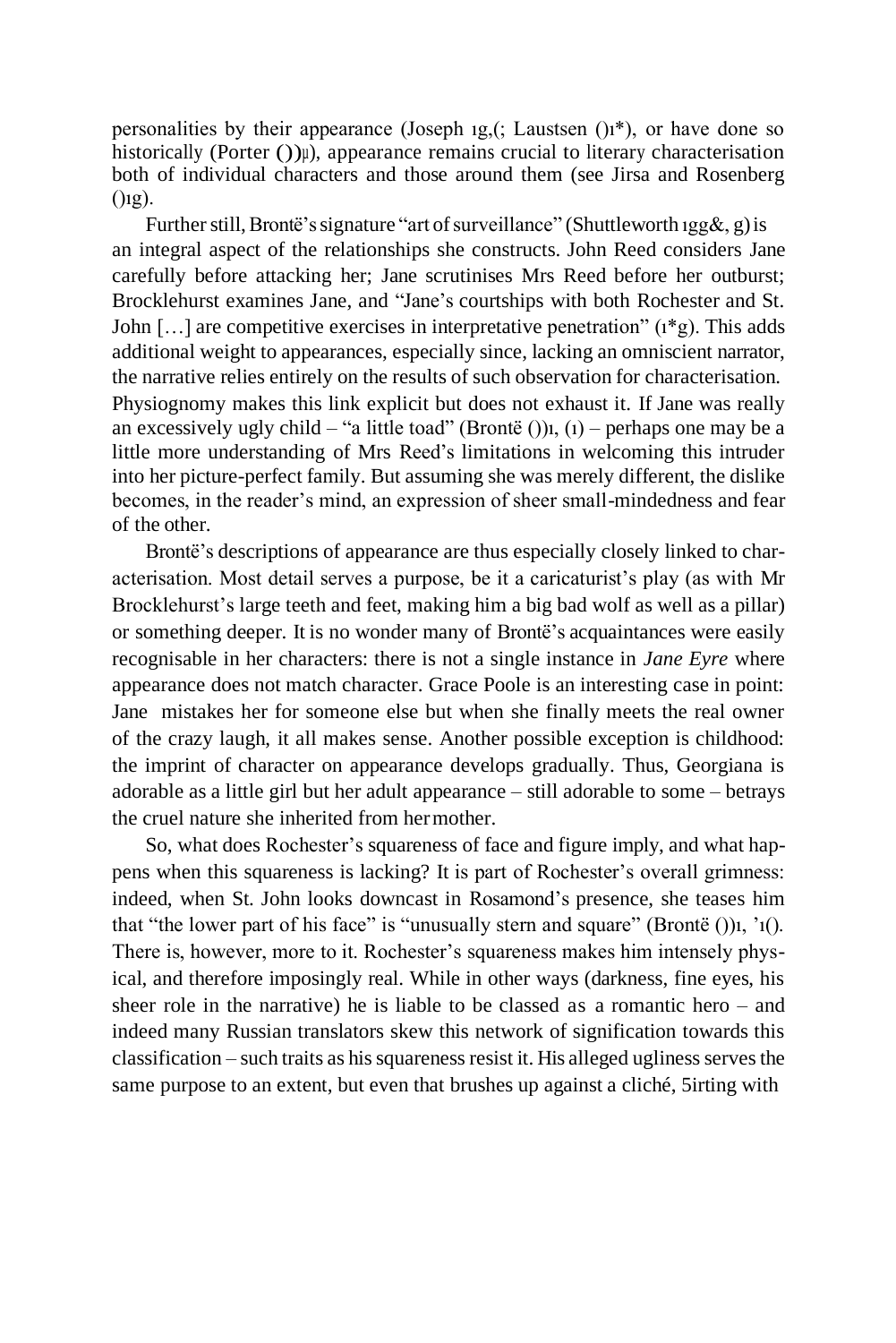personalities by their appearance (Joseph ıg,(; Laustsen ()ı*), or have done so historically (Porter ())µ), appearance remains crucial to literary characterisation both of individual characters and those around them (see Jirsa and Rosenberg ()ıg).

Further still, Brontë's signature "art of surveillance" (Shuttleworth ıgg&, g) is an integral aspect of the relationships she constructs. John Reed considers Jane carefully before attacking her; Jane scrutinises Mrs Reed before her outburst; Brocklehurst examines Jane, and "Jane's courtships with both Rochester and St. John […] are competitive exercises in interpretative penetration" (ı*g). This adds additional weight to appearances, especially since, lacking an omniscient narrator, the narrative relies entirely on the results of such observation for characterisation. Physiognomy makes this link explicit but does not exhaust it. If Jane was really an excessively ugly child – "a little toad" (Brontë ())ı, (ı) – perhaps one may be a little more understanding of Mrs Reed's limitations in welcoming this intruder into her picture-perfect family. But assuming she was merely different, the dislike becomes, in the reader's mind, an expression of sheer small-mindedness and fear of the other.

Brontë's descriptions of appearance are thus especially closely linked to characterisation. Most detail serves a purpose, be it a caricaturist's play (as with Mr Brocklehurst's large teeth and feet, making him a big bad wolf as well as a pillar) or something deeper. It is no wonder many of Brontë's acquaintances were easily recognisable in her characters: there is not a single instance in *Jane Eyre* where appearance does not match character. Grace Poole is an interesting case in point: Jane mistakes her for someone else but when she finally meets the real owner of the crazy laugh, it all makes sense. Another possible exception is childhood: the imprint of character on appearance develops gradually. Thus, Georgiana is adorable as a little girl but her adult appearance – still adorable to some – betrays the cruel nature she inherited from her mother.

So, what does Rochester's squareness of face and figure imply, and what happens when this squareness is lacking? It is part of Rochester's overall grimness: indeed, when St. John looks downcast in Rosamond's presence, she teases him that "the lower part of his face" is "unusually stern and square" (Brontë ())ı, 'ı(). There is, however, more to it. Rochester's squareness makes him intensely physical, and therefore imposingly real. While in other ways (darkness, fine eyes, his sheer role in the narrative) he is liable to be classed as a romantic hero – and indeed many Russian translators skew this network of signification towards this classification – such traits as his squareness resist it. His alleged ugliness serves the same purpose to an extent, but even that brushes up against a cliché, 5irting with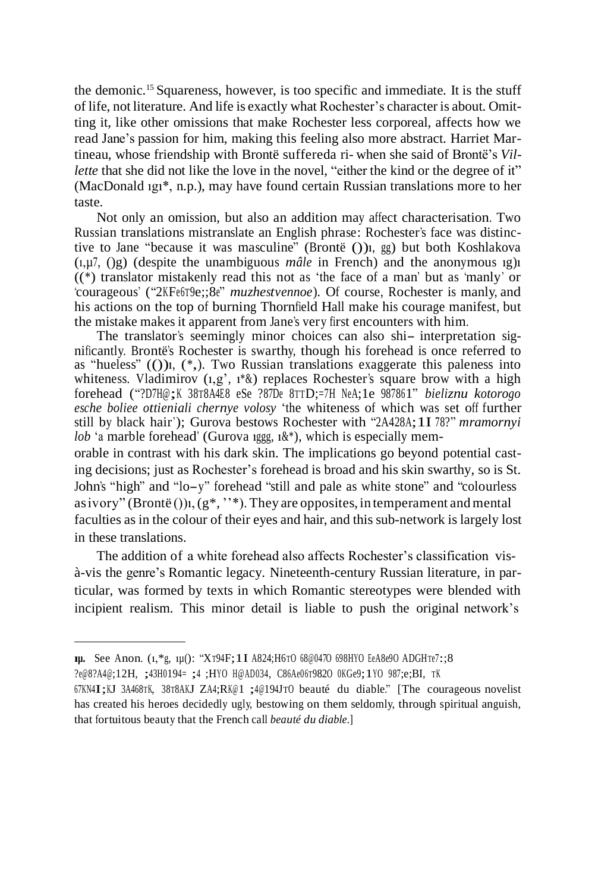the demonic.[15] Squareness, however, is too specific and immediate. It is the stuff of life, not literature. And life is exactly what Rochester's character is about. Omitting it, like other omissions that make Rochester less corporeal, affects how we read Jane's passion for him, making this feeling also more abstract. Harriet Martineau, whose friendship with Brontë suffereda ri- when she said of Brontë's *Villette* that she did not like the love in the novel, "either the kind or the degree of it" (MacDonald ıgı*, n.p.), may have found certain Russian translations more to her taste.

Not only an omission, but also an addition may affect characterisation. Two Russian translations mistranslate an English phrase: Rochester's face was distinctive to Jane "because it was masculine" (Brontë ())ı, gg) but both Koshlakova (ı,µ7, ()g) (despite the unambiguous *mâle* in French) and the anonymous ıg)ı ((*) translator mistakenly read this not as 'the face of a man' but as 'manly' or 'courageous' ("2KFe6T9e;;8e" *muzhestvennoe*). Of course, Rochester is manly, and his actions on the top of burning Thornfield Hall make his courage manifest, but the mistake makes it apparent from Jane's very first encounters with him.

The translator's seemingly minor choices can also shi– interpretation significantly. Brontë's Rochester is swarthy, though his forehead is once referred to as "hueless" (())ı, (*,). Two Russian translations exaggerate this paleness into whiteness. Vladimirov (ı,g', ı*&) replaces Rochester's square brow with a high forehead ("?D7H@;K 38T8A4E8 eSe ?87De 8TTD;=7H NeA;1e 987861" *bieliznu kotorogo esche boliee ottieniali chernye volosy* 'the whiteness of which was set off further still by black hair'); Gurova bestows Rochester with "2A428A;1I 78?" *mramornyi lob* 'a marble forehead' (Gurova ıggg, ı&*), which is especially memorable in contrast with his dark skin. The implications go beyond potential casting decisions; just as Rochester's forehead is broad and his skin swarthy, so is St. John's "high" and "lo–y" forehead "still and pale as white stone" and "colourless as ivory" (Brontë ())ı, (g*, ''*). They are opposites, in temperament and mental faculties as in the colour of their eyes and hair, and this sub-network is largely lost in these translations.

The addition of a white forehead also affects Rochester's classification vis-à-vis the genre's Romantic legacy. Nineteenth-century Russian literature, in particular, was formed by texts in which Romantic stereotypes were blended with incipient realism. This minor detail is liable to push the original network's

---

ıµ. See Anon. (ı,*g, ıµ(): "XT94F;1I A824;H6TO 68@047O 698HYO EeA8e9O ADGHTe7:;8 ?e@8?A4@;12H, ;43H0194= ;4 ;HYO H@AD034, C86Ae06T982O 0KGe9;1YO 987;e;BI, TK 67KN4I;KJ 3A468TK, 38T8AKJ ZA4;RK@1 ;4@194JTO beauté du diable." [The courageous novelist has created his heroes decidedly ugly, bestowing on them seldomly, through spiritual anguish, that fortuitous beauty that the French call *beauté du diable*.]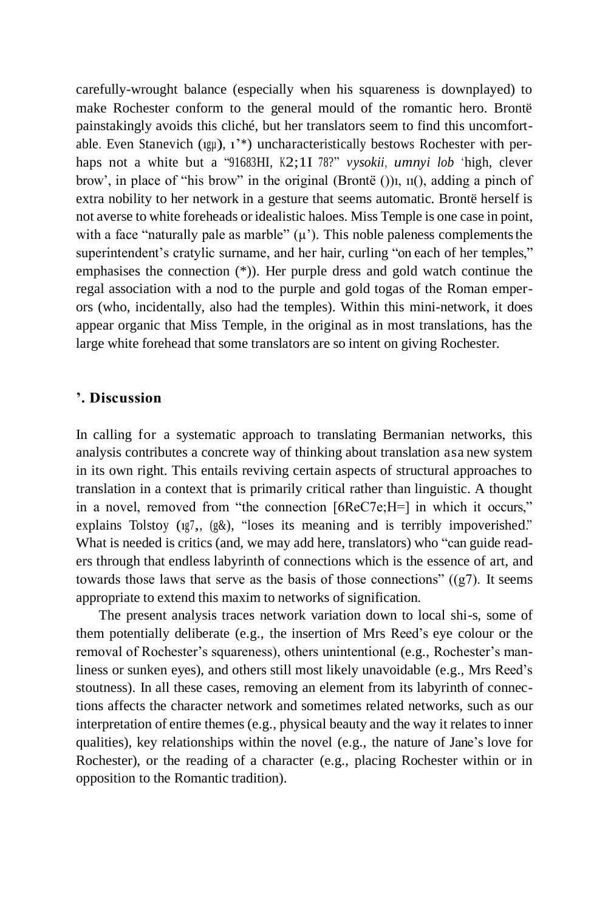carefully-wrought balance (especially when his squareness is downplayed) to make Rochester conform to the general mould of the romantic hero. Brontë painstakingly avoids this cliché, but her translators seem to find this uncomfortable. Even Stanevich (ıgµ), ı'*) uncharacteristically bestows Rochester with perhaps not a white but a "91683HI, K2;1I 78?" *vysokii, umnyi lob* 'high, clever brow', in place of "his brow" in the original (Brontë ())ı, ıı(), adding a pinch of extra nobility to her network in a gesture that seems automatic. Brontë herself is not averse to white foreheads or idealistic haloes. Miss Temple is one case in point, with a face "naturally pale as marble" (µ'). This noble paleness complements the superintendent's cratylic surname, and her hair, curling "on each of her temples," emphasises the connection (*)). Her purple dress and gold watch continue the regal association with a nod to the purple and gold togas of the Roman emperors (who, incidentally, also had the temples). Within this mini-network, it does appear organic that Miss Temple, in the original as in most translations, has the large white forehead that some translators are so intent on giving Rochester.

## '. Discussion

In calling for a systematic approach to translating Bermanian networks, this analysis contributes a concrete way of thinking about translation as a new system in its own right. This entails reviving certain aspects of structural approaches to translation in a context that is primarily critical rather than linguistic. A thought in a novel, removed from "the connection [6ReC7e;H=] in which it occurs," explains Tolstoy (ıg7,, (g&), "loses its meaning and is terribly impoverished." What is needed is critics (and, we may add here, translators) who "can guide readers through that endless labyrinth of connections which is the essence of art, and towards those laws that serve as the basis of those connections" ((g7). It seems appropriate to extend this maxim to networks of signification.

The present analysis traces network variation down to local shi-s, some of them potentially deliberate (e.g., the insertion of Mrs Reed's eye colour or the removal of Rochester's squareness), others unintentional (e.g., Rochester's manliness or sunken eyes), and others still most likely unavoidable (e.g., Mrs Reed's stoutness). In all these cases, removing an element from its labyrinth of connections affects the character network and sometimes related networks, such as our interpretation of entire themes (e.g., physical beauty and the way it relates to inner qualities), key relationships within the novel (e.g., the nature of Jane's love for Rochester), or the reading of a character (e.g., placing Rochester within or in opposition to the Romantic tradition).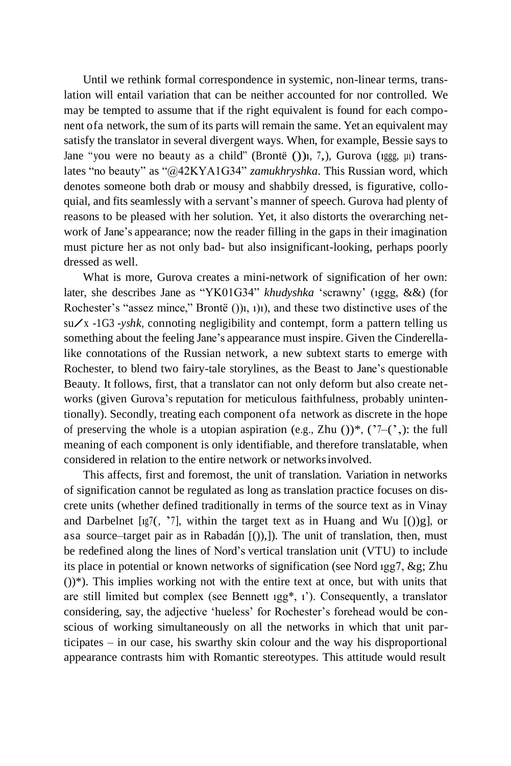Until we rethink formal correspondence in systemic, non-linear terms, translation will entail variation that can be neither accounted for nor controlled. We may be tempted to assume that if the right equivalent is found for each component of a network, the sum of its parts will remain the same. Yet an equivalent may satisfy the translator in several divergent ways. When, for example, Bessie says to Jane "you were no beauty as a child" (Brontë ())ı, 7,), Gurova (ıggg, µı) translates "no beauty" as "@42KYA1G34" *zamukhryshka*. This Russian word, which denotes someone both drab or mousy and shabbily dressed, is figurative, colloquial, and fits seamlessly with a servant's manner of speech. Gurova had plenty of reasons to be pleased with her solution. Yet, it also distorts the overarching network of Jane's appearance; now the reader filling in the gaps in their imagination must picture her as not only bad- but also insignificant-looking, perhaps poorly dressed as well.

What is more, Gurova creates a mini-network of signification of her own: later, she describes Jane as "YK01G34" *khudyshka* 'scrawny' (ıggg, &&) (for Rochester's "assez mince," Brontë ())ı, ı)ı), and these two distinctive uses of the su⁄x -1G3 *-yshk*, connoting negligibility and contempt, form a pattern telling us something about the feeling Jane's appearance must inspire. Given the Cinderella-like connotations of the Russian network, a new subtext starts to emerge with Rochester, to blend two fairy-tale storylines, as the Beast to Jane's questionable Beauty. It follows, first, that a translator can not only deform but also create networks (given Gurova's reputation for meticulous faithfulness, probably unintentionally). Secondly, treating each component of a network as discrete in the hope of preserving the whole is a utopian aspiration (e.g., Zhu ())*, ('7–(',): the full meaning of each component is only identifiable, and therefore translatable, when considered in relation to the entire network or networks involved.

This affects, first and foremost, the unit of translation. Variation in networks of signification cannot be regulated as long as translation practice focuses on discrete units (whether defined traditionally in terms of the source text as in Vinay and Darbelnet [ıg7(, '7], within the target text as in Huang and Wu [())g], or as a source–target pair as in Rabadán [()),]). The unit of translation, then, must be redefined along the lines of Nord's vertical translation unit (VTU) to include its place in potential or known networks of signification (see Nord ıgg7, &g; Zhu ())*). This implies working not with the entire text at once, but with units that are still limited but complex (see Bennett ıgg*, ı'). Consequently, a translator considering, say, the adjective 'hueless' for Rochester's forehead would be conscious of working simultaneously on all the networks in which that unit participates – in our case, his swarthy skin colour and the way his disproportional appearance contrasts him with Romantic stereotypes. This attitude would result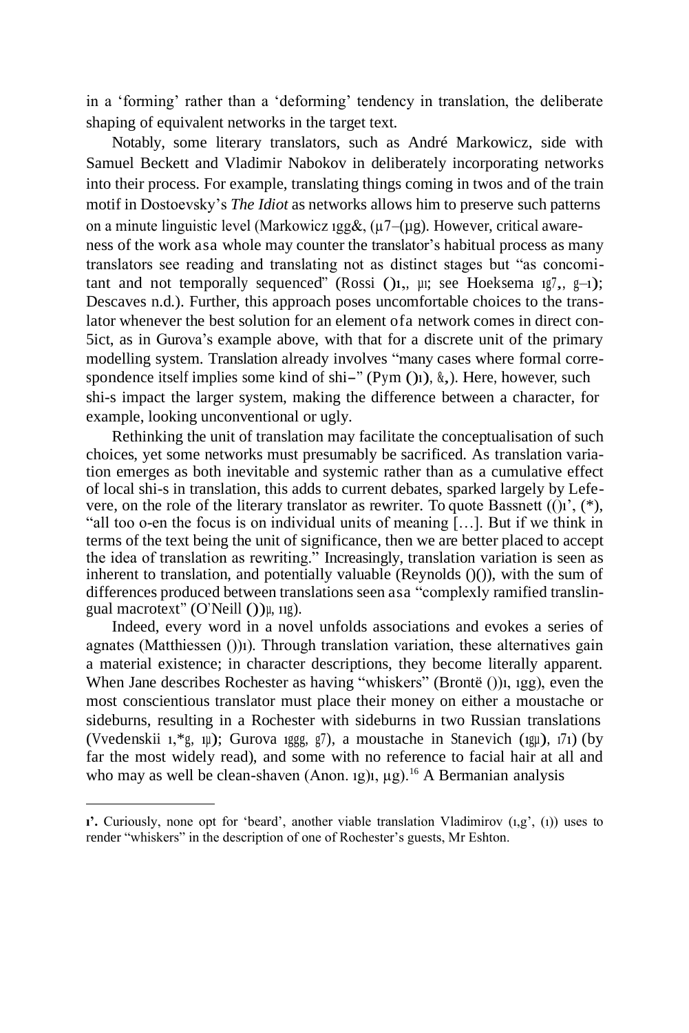in a 'forming' rather than a 'deforming' tendency in translation, the deliberate shaping of equivalent networks in the target text.

Notably, some literary translators, such as André Markowicz, side with Samuel Beckett and Vladimir Nabokov in deliberately incorporating networks into their process. For example, translating things coming in twos and of the train motif in Dostoevsky's *The Idiot* as networks allows him to preserve such patterns on a minute linguistic level (Markowicz ıgg&, (μ7–(μg). However, critical awareness of the work as a whole may counter the translator's habitual process as many translators see reading and translating not as distinct stages but "as concomitant and not temporally sequenced" (Rossi ()ı,, μı; see Hoeksema ıg7,, g–ı); Descaves n.d.). Further, this approach poses uncomfortable choices to the translator whenever the best solution for an element of a network comes in direct con5ict, as in Gurova's example above, with that for a discrete unit of the primary modelling system. Translation already involves "many cases where formal correspondence itself implies some kind of shi–" (Pym ()ı), &,). Here, however, such shi-s impact the larger system, making the difference between a character, for example, looking unconventional or ugly.

Rethinking the unit of translation may facilitate the conceptualisation of such choices, yet some networks must presumably be sacrificed. As translation variation emerges as both inevitable and systemic rather than as a cumulative effect of local shi-s in translation, this adds to current debates, sparked largely by Lefevere, on the role of the literary translator as rewriter. To quote Bassnett (()ı', (*), "all too o-en the focus is on individual units of meaning […]. But if we think in terms of the text being the unit of significance, then we are better placed to accept the idea of translation as rewriting." Increasingly, translation variation is seen as inherent to translation, and potentially valuable (Reynolds ()()), with the sum of differences produced between translations seen as a "complexly ramified translingual macrotext" (O'Neill ())μ, ııg).

Indeed, every word in a novel unfolds associations and evokes a series of agnates (Matthiessen ())ı). Through translation variation, these alternatives gain a material existence; in character descriptions, they become literally apparent. When Jane describes Rochester as having "whiskers" (Brontë ())ı, ıgg), even the most conscientious translator must place their money on either a moustache or sideburns, resulting in a Rochester with sideburns in two Russian translations (Vvedenskii ı,*g, ıμ); Gurova ıggg, g7), a moustache in Stanevich (ıgμ), ı7ı) (by far the most widely read), and some with no reference to facial hair at all and who may as well be clean-shaven (Anon. ıg)ı, μg).[16] A Bermanian analysis

---

**ı'.** Curiously, none opt for 'beard', another viable translation Vladimirov (ı,g', (ı)) uses to render "whiskers" in the description of one of Rochester's guests, Mr Eshton.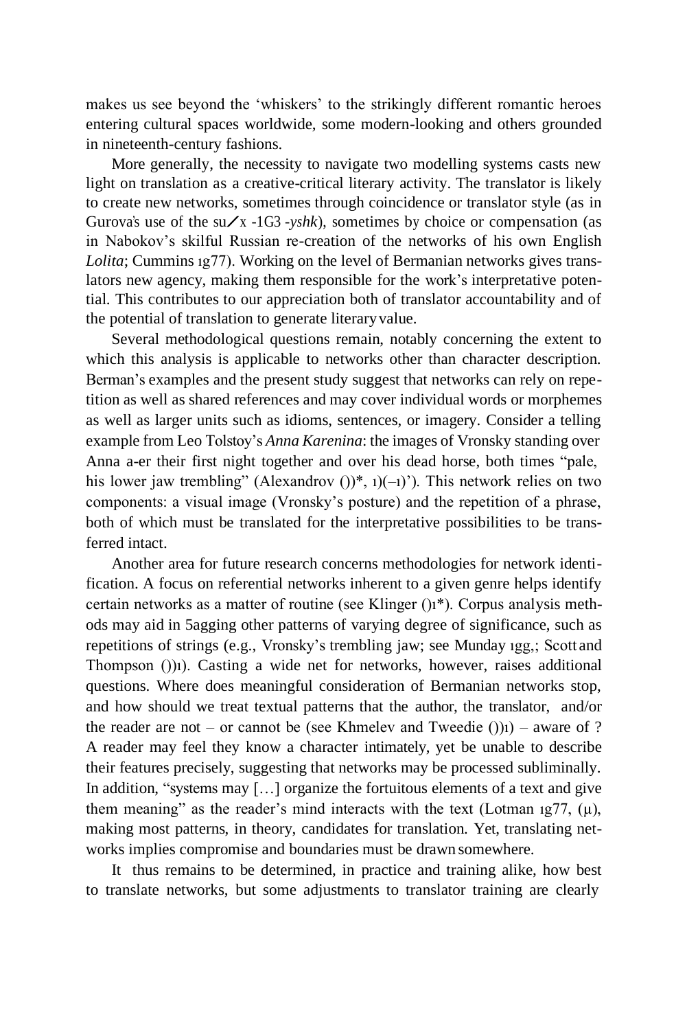makes us see beyond the 'whiskers' to the strikingly different romantic heroes entering cultural spaces worldwide, some modern-looking and others grounded in nineteenth-century fashions.

More generally, the necessity to navigate two modelling systems casts new light on translation as a creative-critical literary activity. The translator is likely to create new networks, sometimes through coincidence or translator style (as in Gurova's use of the su⁄x -1G3 -*yshk*), sometimes by choice or compensation (as in Nabokov's skilful Russian re-creation of the networks of his own English *Lolita*; Cummins ıg77). Working on the level of Bermanian networks gives translators new agency, making them responsible for the work's interpretative potential. This contributes to our appreciation both of translator accountability and of the potential of translation to generate literary value.

Several methodological questions remain, notably concerning the extent to which this analysis is applicable to networks other than character description. Berman's examples and the present study suggest that networks can rely on repetition as well as shared references and may cover individual words or morphemes as well as larger units such as idioms, sentences, or imagery. Consider a telling example from Leo Tolstoy's *Anna Karenina*: the images of Vronsky standing over Anna a-er their first night together and over his dead horse, both times "pale, his lower jaw trembling" (Alexandrov ())*, ı)(–ı)'). This network relies on two components: a visual image (Vronsky's posture) and the repetition of a phrase, both of which must be translated for the interpretative possibilities to be transferred intact.

Another area for future research concerns methodologies for network identification. A focus on referential networks inherent to a given genre helps identify certain networks as a matter of routine (see Klinger ()ı*). Corpus analysis methods may aid in 5agging other patterns of varying degree of significance, such as repetitions of strings (e.g., Vronsky's trembling jaw; see Munday ıgg,; Scott and Thompson ())ı). Casting a wide net for networks, however, raises additional questions. Where does meaningful consideration of Bermanian networks stop, and how should we treat textual patterns that the author, the translator, and/or the reader are not – or cannot be (see Khmelev and Tweedie ())ı) – aware of ? A reader may feel they know a character intimately, yet be unable to describe their features precisely, suggesting that networks may be processed subliminally. In addition, "systems may […] organize the fortuitous elements of a text and give them meaning" as the reader's mind interacts with the text (Lotman ıg77, (μ), making most patterns, in theory, candidates for translation. Yet, translating networks implies compromise and boundaries must be drawn somewhere.

It thus remains to be determined, in practice and training alike, how best to translate networks, but some adjustments to translator training are clearly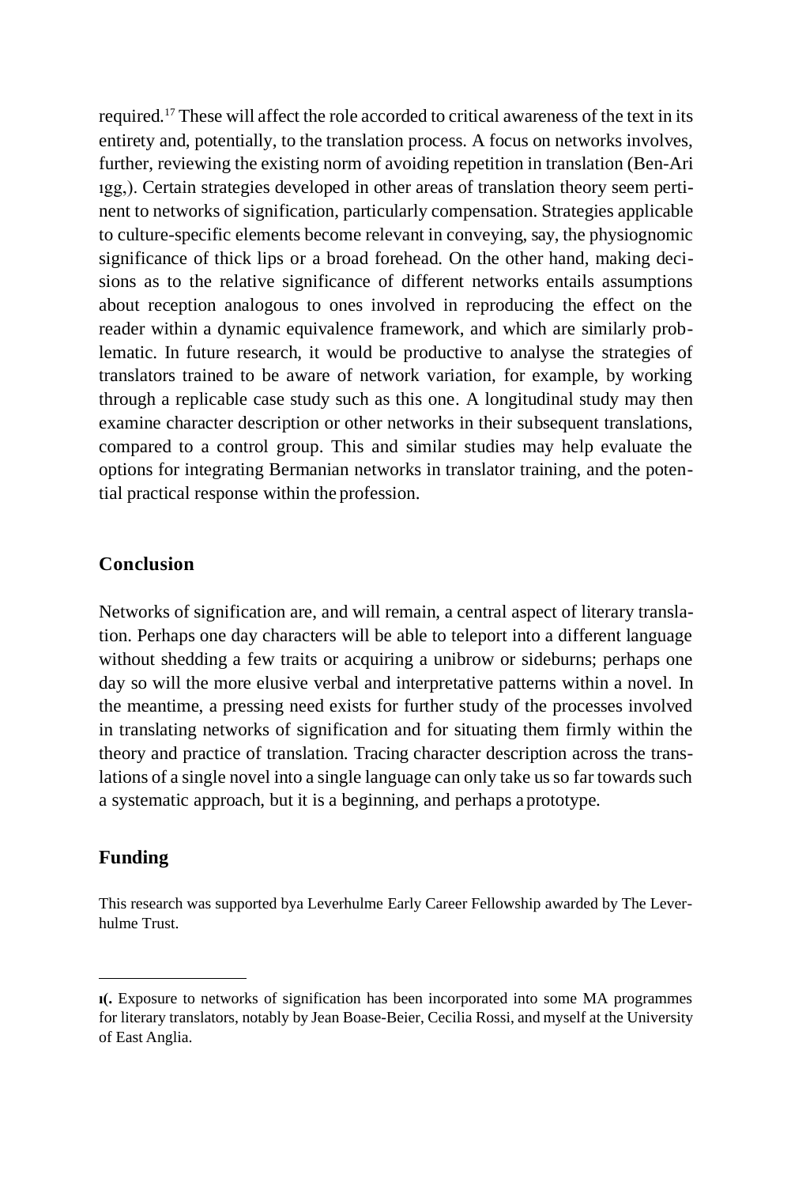required.[17] These will affect the role accorded to critical awareness of the text in its entirety and, potentially, to the translation process. A focus on networks involves, further, reviewing the existing norm of avoiding repetition in translation (Ben-Ari ıgg,). Certain strategies developed in other areas of translation theory seem pertinent to networks of signification, particularly compensation. Strategies applicable to culture-specific elements become relevant in conveying, say, the physiognomic significance of thick lips or a broad forehead. On the other hand, making decisions as to the relative significance of different networks entails assumptions about reception analogous to ones involved in reproducing the effect on the reader within a dynamic equivalence framework, and which are similarly problematic. In future research, it would be productive to analyse the strategies of translators trained to be aware of network variation, for example, by working through a replicable case study such as this one. A longitudinal study may then examine character description or other networks in their subsequent translations, compared to a control group. This and similar studies may help evaluate the options for integrating Bermanian networks in translator training, and the potential practical response within the profession.

## Conclusion

Networks of signification are, and will remain, a central aspect of literary translation. Perhaps one day characters will be able to teleport into a different language without shedding a few traits or acquiring a unibrow or sideburns; perhaps one day so will the more elusive verbal and interpretative patterns within a novel. In the meantime, a pressing need exists for further study of the processes involved in translating networks of signification and for situating them firmly within the theory and practice of translation. Tracing character description across the translations of a single novel into a single language can only take us so far towards such a systematic approach, but it is a beginning, and perhaps a prototype.

## Funding

This research was supported bya Leverhulme Early Career Fellowship awarded by The Leverhulme Trust.

---

**ı(.** Exposure to networks of signification has been incorporated into some MA programmes for literary translators, notably by Jean Boase-Beier, Cecilia Rossi, and myself at the University of East Anglia.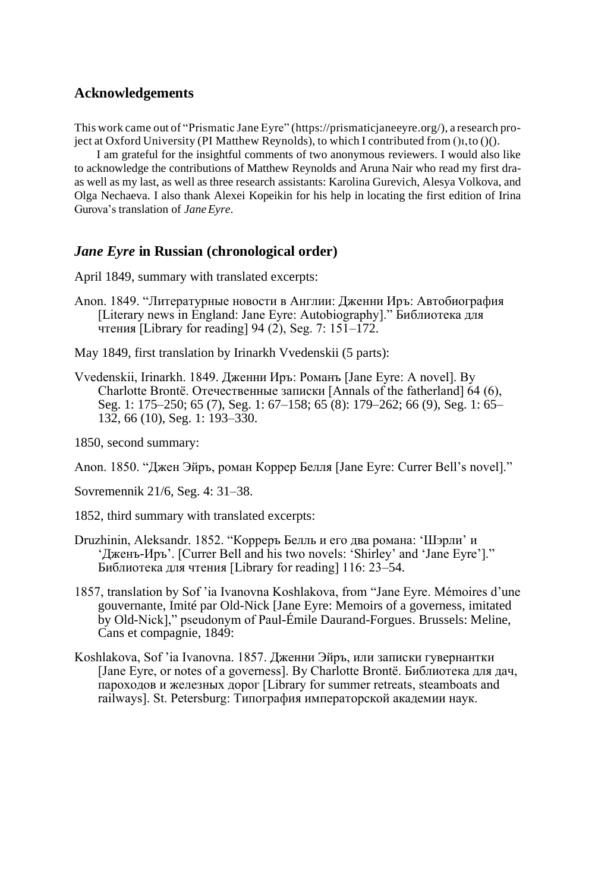## Acknowledgements

This work came out of "Prismatic Jane Eyre" (https://prismaticjaneeyre.org/), a research project at Oxford University (PI Matthew Reynolds), to which I contributed from ()ı, to ()().

I am grateful for the insightful comments of two anonymous reviewers. I would also like to acknowledge the contributions of Matthew Reynolds and Aruna Nair who read my first dra-as well as my last, as well as three research assistants: Karolina Gurevich, Alesya Volkova, and Olga Nechaeva. I also thank Alexei Kopeikin for his help in locating the first edition of Irina Gurova's translation of *Jane Eyre*.

## *Jane Eyre* in Russian (chronological order)

April 1849, summary with translated excerpts:

Anon. 1849. "Литературные новости в Англии: Дженни Иръ: Автобиография [Literary news in England: Jane Eyre: Autobiography]." Библиотека для чтения [Library for reading] 94 (2), Seg. 7: 151–172.

May 1849, first translation by Irinarkh Vvedenskii (5 parts):

Vvedenskii, Irinarkh. 1849. Дженни Иръ: Романъ [Jane Eyre: A novel]. By Charlotte Brontë. Отечественные записки [Annals of the fatherland] 64 (6), Seg. 1: 175–250; 65 (7), Seg. 1: 67–158; 65 (8): 179–262; 66 (9), Seg. 1: 65–132, 66 (10), Seg. 1: 193–330.

1850, second summary:

Anon. 1850. "Джен Эйръ, роман Коррер Белля [Jane Eyre: Currer Bell's novel]."

Sovremennik 21/6, Seg. 4: 31–38.

1852, third summary with translated excerpts:

Druzhinin, Aleksandr. 1852. "Корреръ Белль и его два романа: 'Шэрли' и 'Дженъ-Иръ'. [Currer Bell and his two novels: 'Shirley' and 'Jane Eyre']." Библиотека для чтения [Library for reading] 116: 23–54.

1857, translation by Sof 'ia Ivanovna Koshlakova, from "Jane Eyre. Mémoires d'une gouvernante, Imité par Old-Nick [Jane Eyre: Memoirs of a governess, imitated by Old-Nick]," pseudonym of Paul-Émile Daurand-Forgues. Brussels: Meline, Cans et compagnie, 1849:

Koshlakova, Sof 'ia Ivanovna. 1857. Дженни Эйръ, или записки гувернантки [Jane Eyre, or notes of a governess]. By Charlotte Brontë. Библиотека для дач, пароходов и железных дорог [Library for summer retreats, steamboats and railways]. St. Petersburg: Типография императорской академии наук.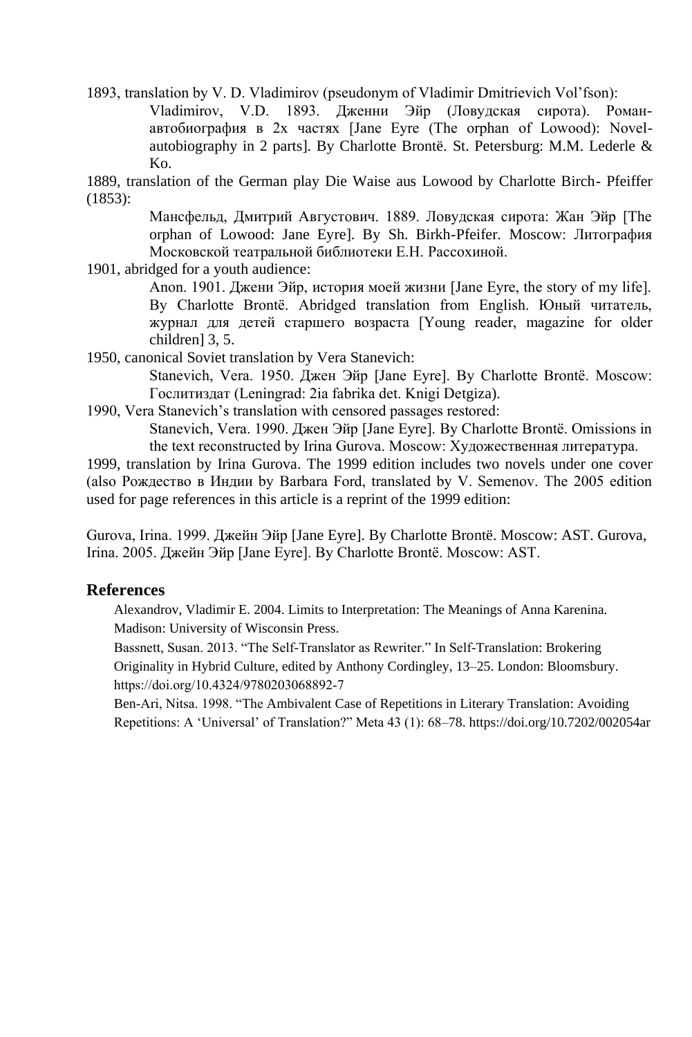1893, translation by V. D. Vladimirov (pseudonym of Vladimir Dmitrievich Vol'fson):

> Vladimirov, V.D. 1893. Дженни Эйр (Ловудская сирота). Роман-автобиография в 2х частях [Jane Eyre (The orphan of Lowood): Novel-autobiography in 2 parts]. By Charlotte Brontë. St. Petersburg: M.M. Lederle & Ko.

1889, translation of the German play Die Waise aus Lowood by Charlotte Birch- Pfeiffer (1853):

> Мансфельд, Дмитрий Августович. 1889. Ловудская сирота: Жан Эйр [The orphan of Lowood: Jane Eyre]. By Sh. Birkh-Pfeifer. Moscow: Литография Московской театральной библиотеки Е.Н. Рассохиной.

1901, abridged for a youth audience:

> Anon. 1901. Джени Эйр, история моей жизни [Jane Eyre, the story of my life]. By Charlotte Brontë. Abridged translation from English. Юный читатель, журнал для детей старшего возраста [Young reader, magazine for older children] 3, 5.

1950, canonical Soviet translation by Vera Stanevich:

> Stanevich, Vera. 1950. Джен Эйр [Jane Eyre]. By Charlotte Brontë. Moscow: Гослитиздат (Leningrad: 2ia fabrika det. Knigi Detgiza).

1990, Vera Stanevich's translation with censored passages restored:

> Stanevich, Vera. 1990. Джен Эйр [Jane Eyre]. By Charlotte Brontë. Omissions in the text reconstructed by Irina Gurova. Moscow: Художественная литература.

1999, translation by Irina Gurova. The 1999 edition includes two novels under one cover (also Рождество в Индии by Barbara Ford, translated by V. Semenov. The 2005 edition used for page references in this article is a reprint of the 1999 edition:

Gurova, Irina. 1999. Джейн Эйр [Jane Eyre]. By Charlotte Brontë. Moscow: AST. Gurova, Irina. 2005. Джейн Эйр [Jane Eyre]. By Charlotte Brontë. Moscow: AST.

## References

Alexandrov, Vladimir E. 2004. Limits to Interpretation: The Meanings of Anna Karenina. Madison: University of Wisconsin Press.

Bassnett, Susan. 2013. "The Self-Translator as Rewriter." In Self-Translation: Brokering Originality in Hybrid Culture, edited by Anthony Cordingley, 13–25. London: Bloomsbury. https://doi.org/10.4324/9780203068892-7

Ben-Ari, Nitsa. 1998. "The Ambivalent Case of Repetitions in Literary Translation: Avoiding Repetitions: A 'Universal' of Translation?" Meta 43 (1): 68–78. https://doi.org/10.7202/002054ar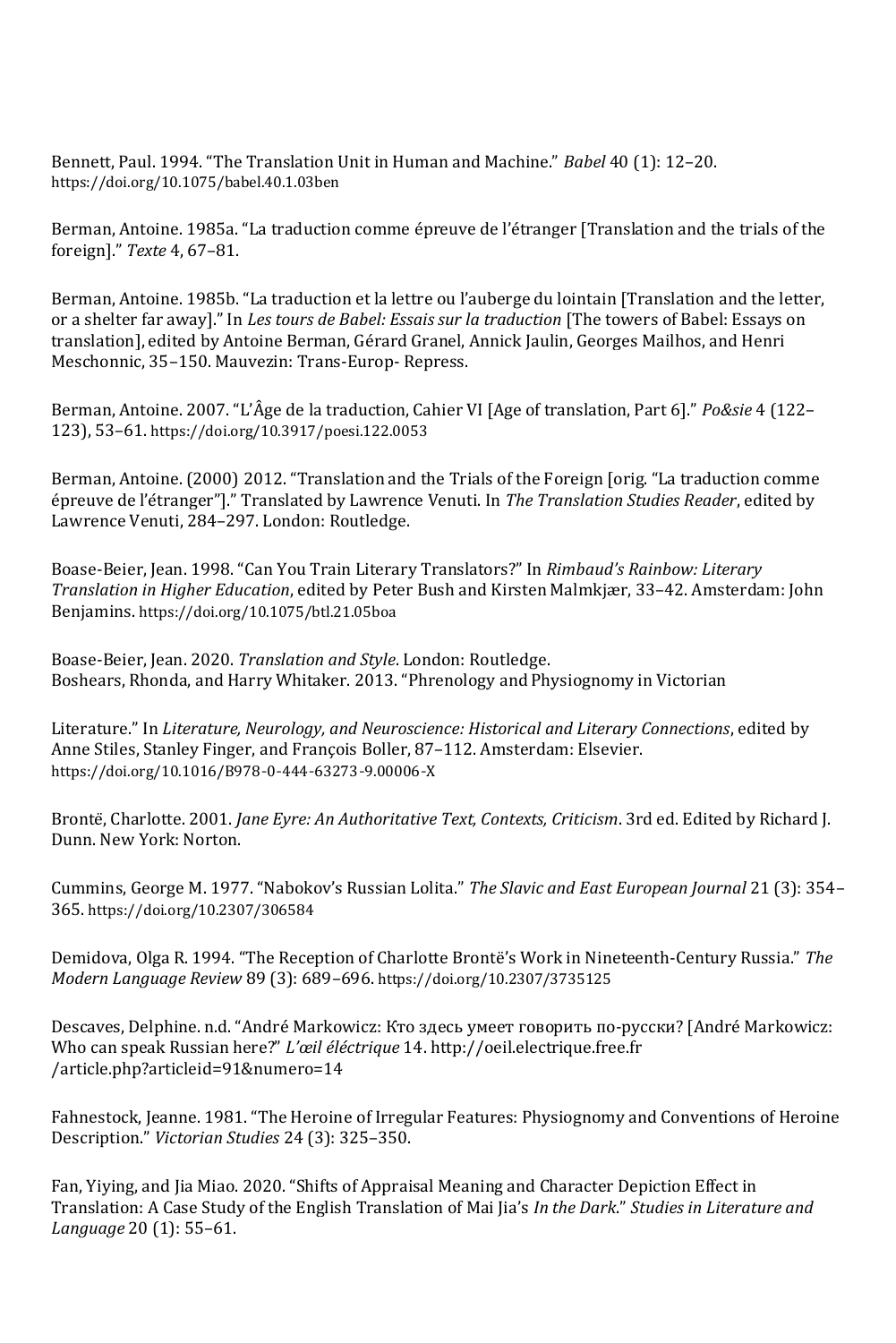Bennett, Paul. 1994. "The Translation Unit in Human and Machine." *Babel* 40 (1): 12–20. https://doi.org/10.1075/babel.40.1.03ben

Berman, Antoine. 1985a. "La traduction comme épreuve de l'étranger [Translation and the trials of the foreign]." *Texte* 4, 67–81.

Berman, Antoine. 1985b. "La traduction et la lettre ou l'auberge du lointain [Translation and the letter, or a shelter far away]." In *Les tours de Babel: Essais sur la traduction* [The towers of Babel: Essays on translation], edited by Antoine Berman, Gérard Granel, Annick Jaulin, Georges Mailhos, and Henri Meschonnic, 35–150. Mauvezin: Trans-Europ- Repress.

Berman, Antoine. 2007. "L'Âge de la traduction, Cahier VI [Age of translation, Part 6]." *Po&sie* 4 (122–123), 53–61. https://doi.org/10.3917/poesi.122.0053

Berman, Antoine. (2000) 2012. "Translation and the Trials of the Foreign [orig. "La traduction comme épreuve de l'étranger"]." Translated by Lawrence Venuti. In *The Translation Studies Reader*, edited by Lawrence Venuti, 284–297. London: Routledge.

Boase-Beier, Jean. 1998. "Can You Train Literary Translators?" In *Rimbaud's Rainbow: Literary Translation in Higher Education*, edited by Peter Bush and Kirsten Malmkjær, 33–42. Amsterdam: John Benjamins. https://doi.org/10.1075/btl.21.05boa

Boase-Beier, Jean. 2020. *Translation and Style*. London: Routledge.

Boshears, Rhonda, and Harry Whitaker. 2013. "Phrenology and Physiognomy in Victorian Literature." In *Literature, Neurology, and Neuroscience: Historical and Literary Connections*, edited by Anne Stiles, Stanley Finger, and François Boller, 87–112. Amsterdam: Elsevier. https://doi.org/10.1016/B978-0-444-63273-9.00006-X

Brontë, Charlotte. 2001. *Jane Eyre: An Authoritative Text, Contexts, Criticism*. 3rd ed. Edited by Richard J. Dunn. New York: Norton.

Cummins, George M. 1977. "Nabokov's Russian Lolita." *The Slavic and East European Journal* 21 (3): 354–365. https://doi.org/10.2307/306584

Demidova, Olga R. 1994. "The Reception of Charlotte Brontë's Work in Nineteenth-Century Russia." *The Modern Language Review* 89 (3): 689–696. https://doi.org/10.2307/3735125

Descaves, Delphine. n.d. "André Markowicz: Кто здесь умеет говорить по-русски? [André Markowicz: Who can speak Russian here?" *L'œil éléctrique* 14. http://oeil.electrique.free.fr /article.php?articleid=91&numero=14

Fahnestock, Jeanne. 1981. "The Heroine of Irregular Features: Physiognomy and Conventions of Heroine Description." *Victorian Studies* 24 (3): 325–350.

Fan, Yiying, and Jia Miao. 2020. "Shifts of Appraisal Meaning and Character Depiction Effect in Translation: A Case Study of the English Translation of Mai Jia's *In the Dark*." *Studies in Literature and Language* 20 (1): 55–61.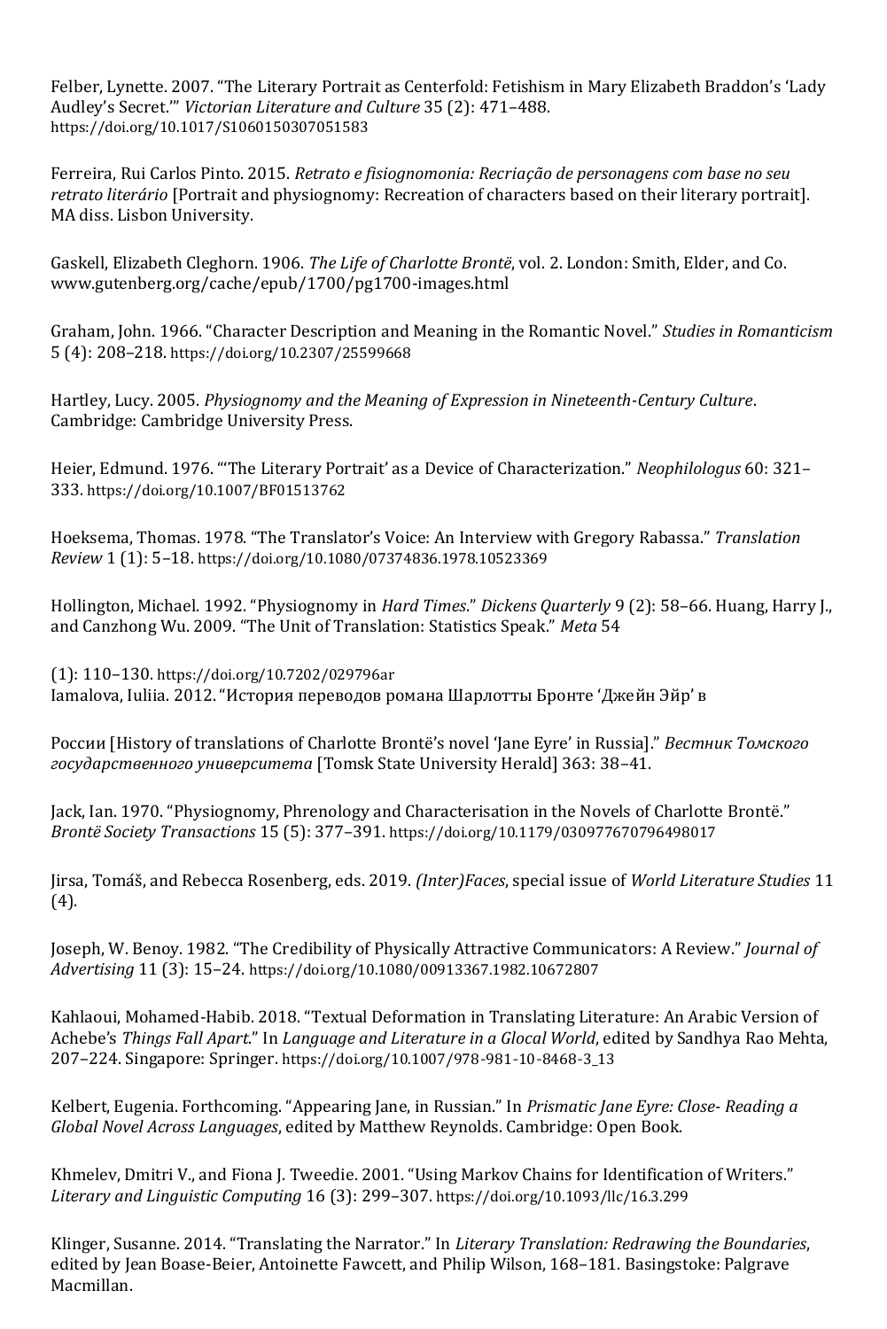Felber, Lynette. 2007. “The Literary Portrait as Centerfold: Fetishism in Mary Elizabeth Braddon’s ‘Lady Audley’s Secret.’” *Victorian Literature and Culture* 35 (2): 471–488. https://doi.org/10.1017/S1060150307051583

Ferreira, Rui Carlos Pinto. 2015. *Retrato e fisiognomonia: Recriação de personagens com base no seu retrato literário* [Portrait and physiognomy: Recreation of characters based on their literary portrait]. MA diss. Lisbon University.

Gaskell, Elizabeth Cleghorn. 1906. *The Life of Charlotte Brontë*, vol. 2. London: Smith, Elder, and Co. www.gutenberg.org/cache/epub/1700/pg1700-images.html

Graham, John. 1966. “Character Description and Meaning in the Romantic Novel.” *Studies in Romanticism* 5 (4): 208–218. https://doi.org/10.2307/25599668

Hartley, Lucy. 2005. *Physiognomy and the Meaning of Expression in Nineteenth-Century Culture*. Cambridge: Cambridge University Press.

Heier, Edmund. 1976. “‘The Literary Portrait’ as a Device of Characterization.” *Neophilologus* 60: 321–333. https://doi.org/10.1007/BF01513762

Hoeksema, Thomas. 1978. “The Translator’s Voice: An Interview with Gregory Rabassa.” *Translation Review* 1 (1): 5–18. https://doi.org/10.1080/07374836.1978.10523369

Hollington, Michael. 1992. “Physiognomy in *Hard Times*.” *Dickens Quarterly* 9 (2): 58–66. Huang, Harry J., and Canzhong Wu. 2009. “The Unit of Translation: Statistics Speak.” *Meta* 54 (1): 110–130. https://doi.org/10.7202/029796ar

Iamalova, Iuliia. 2012. “История переводов романа Шарлотты Бронте ‘Джейн Эйр’ в России [History of translations of Charlotte Brontë’s novel ‘Jane Eyre’ in Russia].” *Вестник Томского государственного университета* [Tomsk State University Herald] 363: 38–41.

Jack, Ian. 1970. “Physiognomy, Phrenology and Characterisation in the Novels of Charlotte Brontë.” *Brontë Society Transactions* 15 (5): 377–391. https://doi.org/10.1179/030977670796498017

Jirsa, Tomáš, and Rebecca Rosenberg, eds. 2019. *(Inter)Faces*, special issue of *World Literature Studies* 11 (4).

Joseph, W. Benoy. 1982. “The Credibility of Physically Attractive Communicators: A Review.” *Journal of Advertising* 11 (3): 15–24. https://doi.org/10.1080/00913367.1982.10672807

Kahlaoui, Mohamed-Habib. 2018. “Textual Deformation in Translating Literature: An Arabic Version of Achebe’s *Things Fall Apart*.” In *Language and Literature in a Glocal World*, edited by Sandhya Rao Mehta, 207–224. Singapore: Springer. https://doi.org/10.1007/978-981-10-8468-3_13

Kelbert, Eugenia. Forthcoming. “Appearing Jane, in Russian.” In *Prismatic Jane Eyre: Close- Reading a Global Novel Across Languages*, edited by Matthew Reynolds. Cambridge: Open Book.

Khmelev, Dmitri V., and Fiona J. Tweedie. 2001. “Using Markov Chains for Identification of Writers.” *Literary and Linguistic Computing* 16 (3): 299–307. https://doi.org/10.1093/llc/16.3.299

Klinger, Susanne. 2014. “Translating the Narrator.” In *Literary Translation: Redrawing the Boundaries*, edited by Jean Boase-Beier, Antoinette Fawcett, and Philip Wilson, 168–181. Basingstoke: Palgrave Macmillan.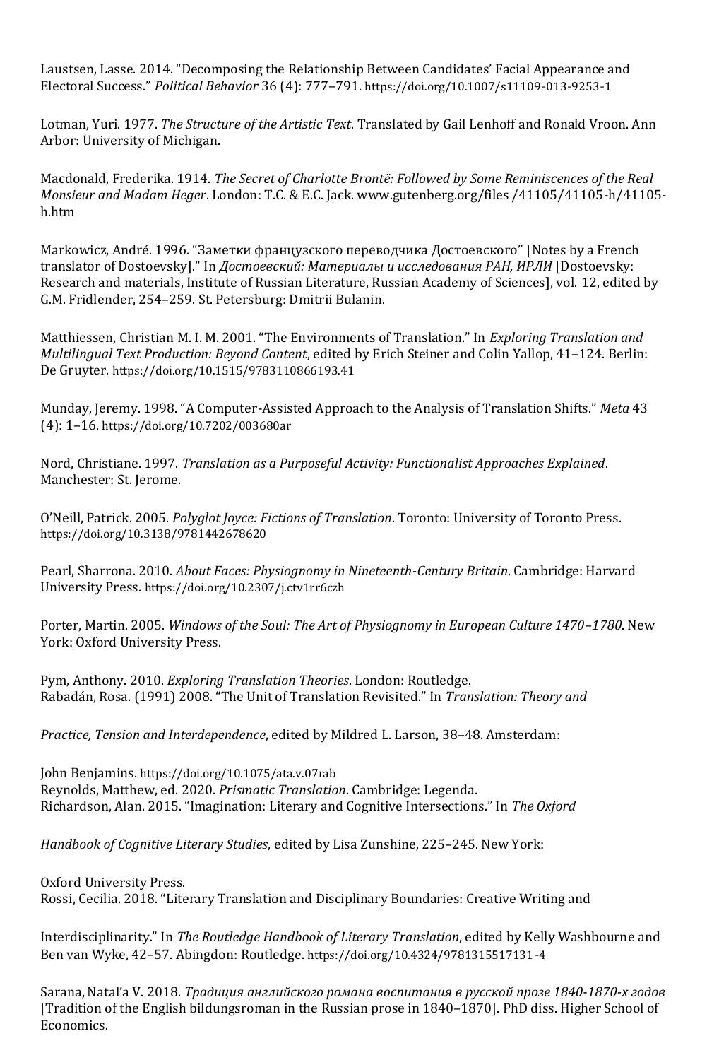Laustsen, Lasse. 2014. "Decomposing the Relationship Between Candidates' Facial Appearance and Electoral Success." *Political Behavior* 36 (4): 777–791. https://doi.org/10.1007/s11109-013-9253-1

Lotman, Yuri. 1977. *The Structure of the Artistic Text*. Translated by Gail Lenhoff and Ronald Vroon. Ann Arbor: University of Michigan.

Macdonald, Frederika. 1914. *The Secret of Charlotte Brontë: Followed by Some Reminiscences of the Real Monsieur and Madam Heger*. London: T.C. & E.C. Jack. www.gutenberg.org/files /41105/41105-h/41105-h.htm

Markowicz, André. 1996. "Заметки французского переводчика Достоевского" [Notes by a French translator of Dostoevsky]." In *Достоевский: Материалы и исследования РАН, ИРЛИ* [Dostoevsky: Research and materials, Institute of Russian Literature, Russian Academy of Sciences], vol. 12, edited by G.M. Fridlender, 254–259. St. Petersburg: Dmitrii Bulanin.

Matthiessen, Christian M. I. M. 2001. "The Environments of Translation." In *Exploring Translation and Multilingual Text Production: Beyond Content*, edited by Erich Steiner and Colin Yallop, 41–124. Berlin: De Gruyter. https://doi.org/10.1515/9783110866193.41

Munday, Jeremy. 1998. "A Computer-Assisted Approach to the Analysis of Translation Shifts." *Meta* 43 (4): 1–16. https://doi.org/10.7202/003680ar

Nord, Christiane. 1997. *Translation as a Purposeful Activity: Functionalist Approaches Explained*. Manchester: St. Jerome.

O'Neill, Patrick. 2005. *Polyglot Joyce: Fictions of Translation*. Toronto: University of Toronto Press. https://doi.org/10.3138/9781442678620

Pearl, Sharrona. 2010. *About Faces: Physiognomy in Nineteenth-Century Britain*. Cambridge: Harvard University Press. https://doi.org/10.2307/j.ctv1rr6czh

Porter, Martin. 2005. *Windows of the Soul: The Art of Physiognomy in European Culture 1470–1780*. New York: Oxford University Press.

Pym, Anthony. 2010. *Exploring Translation Theories*. London: Routledge.

Rabadán, Rosa. (1991) 2008. "The Unit of Translation Revisited." In *Translation: Theory and Practice, Tension and Interdependence*, edited by Mildred L. Larson, 38–48. Amsterdam: John Benjamins. https://doi.org/10.1075/ata.v.07rab

Reynolds, Matthew, ed. 2020. *Prismatic Translation*. Cambridge: Legenda.

Richardson, Alan. 2015. "Imagination: Literary and Cognitive Intersections." In *The Oxford Handbook of Cognitive Literary Studies*, edited by Lisa Zunshine, 225–245. New York: Oxford University Press.

Rossi, Cecilia. 2018. "Literary Translation and Disciplinary Boundaries: Creative Writing and Interdisciplinarity." In *The Routledge Handbook of Literary Translation*, edited by Kelly Washbourne and Ben van Wyke, 42–57. Abingdon: Routledge. https://doi.org/10.4324/9781315517131-4

Sarana, Natal'a V. 2018. *Традиция английского романа воспитания в русской прозе 1840-1870-х годов* [Tradition of the English bildungsroman in the Russian prose in 1840–1870]. PhD diss. Higher School of Economics.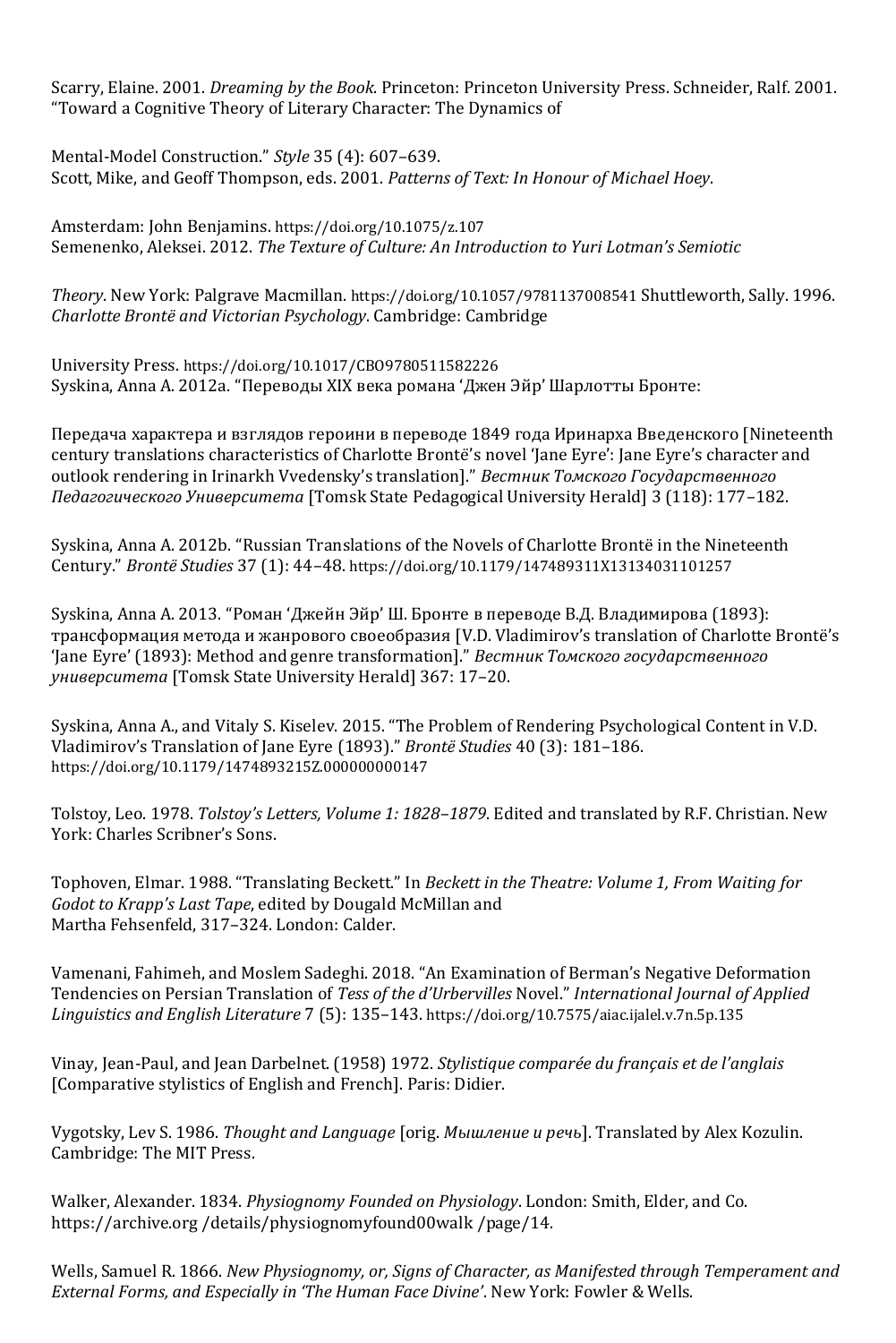Scarry, Elaine. 2001. *Dreaming by the Book*. Princeton: Princeton University Press.

Schneider, Ralf. 2001. "Toward a Cognitive Theory of Literary Character: The Dynamics of Mental-Model Construction." *Style* 35 (4): 607–639.

Scott, Mike, and Geoff Thompson, eds. 2001. *Patterns of Text: In Honour of Michael Hoey*. Amsterdam: John Benjamins. https://doi.org/10.1075/z.107

Semenenko, Aleksei. 2012. *The Texture of Culture: An Introduction to Yuri Lotman's Semiotic Theory*. New York: Palgrave Macmillan. https://doi.org/10.1057/9781137008541

Shuttleworth, Sally. 1996. *Charlotte Brontë and Victorian Psychology*. Cambridge: Cambridge University Press. https://doi.org/10.1017/CBO9780511582226

Syskina, Anna A. 2012a. "Переводы XIX века романа 'Джен Эйр' Шарлотты Бронте: Передача характера и взглядов героини в переводе 1849 года Иринарха Введенского [Nineteenth century translations characteristics of Charlotte Brontë's novel 'Jane Eyre': Jane Eyre's character and outlook rendering in Irinarkh Vvedensky's translation]." *Вестник Томского Государственного Педагогического Университета* [Tomsk State Pedagogical University Herald] 3 (118): 177–182.

Syskina, Anna A. 2012b. "Russian Translations of the Novels of Charlotte Brontë in the Nineteenth Century." *Brontë Studies* 37 (1): 44–48. https://doi.org/10.1179/147489311X13134031101257

Syskina, Anna A. 2013. "Роман 'Джейн Эйр' Ш. Бронте в переводе В.Д. Владимирова (1893): трансформация метода и жанрового своеобразия [V.D. Vladimirov's translation of Charlotte Brontë's 'Jane Eyre' (1893): Method and genre transformation]." *Вестник Томского государственного университета* [Tomsk State University Herald] 367: 17–20.

Syskina, Anna A., and Vitaly S. Kiselev. 2015. "The Problem of Rendering Psychological Content in V.D. Vladimirov's Translation of Jane Eyre (1893)." *Brontë Studies* 40 (3): 181–186. https://doi.org/10.1179/1474893215Z.000000000147

Tolstoy, Leo. 1978. *Tolstoy's Letters, Volume 1: 1828–1879*. Edited and translated by R.F. Christian. New York: Charles Scribner's Sons.

Tophoven, Elmar. 1988. "Translating Beckett." In *Beckett in the Theatre: Volume 1, From Waiting for Godot to Krapp's Last Tape*, edited by Dougald McMillan and Martha Fehsenfeld, 317–324. London: Calder.

Vamenani, Fahimeh, and Moslem Sadeghi. 2018. "An Examination of Berman's Negative Deformation Tendencies on Persian Translation of *Tess of the d'Urbervilles* Novel." *International Journal of Applied Linguistics and English Literature* 7 (5): 135–143. https://doi.org/10.7575/aiac.ijalel.v.7n.5p.135

Vinay, Jean-Paul, and Jean Darbelnet. (1958) 1972. *Stylistique comparée du français et de l'anglais* [Comparative stylistics of English and French]. Paris: Didier.

Vygotsky, Lev S. 1986. *Thought and Language* [orig. *Мышление и речь*]. Translated by Alex Kozulin. Cambridge: The MIT Press.

Walker, Alexander. 1834. *Physiognomy Founded on Physiology*. London: Smith, Elder, and Co. https://archive.org /details/physiognomyfound00walk /page/14.

Wells, Samuel R. 1866. *New Physiognomy, or, Signs of Character, as Manifested through Temperament and External Forms, and Especially in 'The Human Face Divine'*. New York: Fowler & Wells.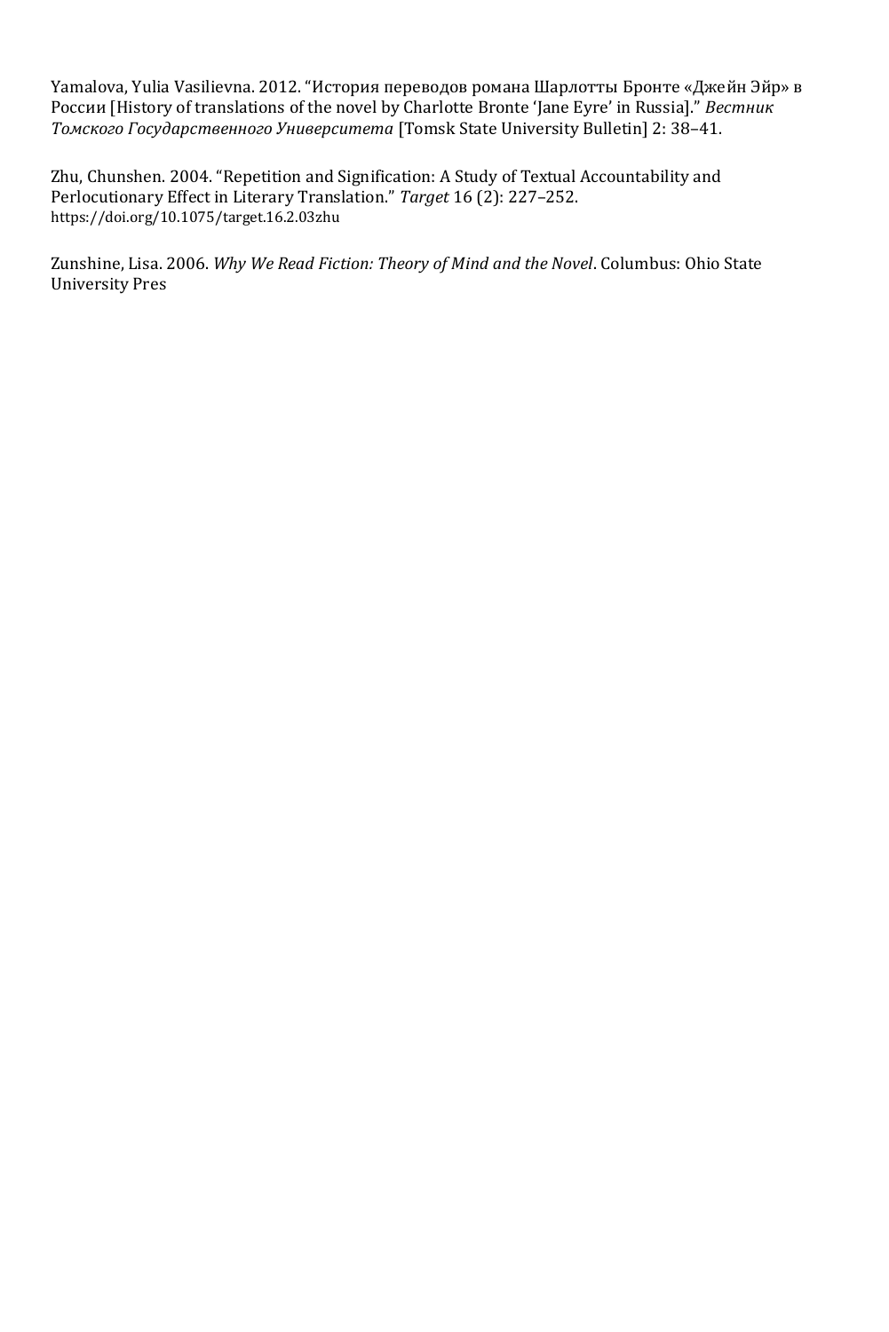Yamalova, Yulia Vasilievna. 2012. "История переводов романа Шарлотты Бронте «Джейн Эйр» в России [History of translations of the novel by Charlotte Bronte 'Jane Eyre' in Russia]." *Вестник Томского Государственного Университета* [Tomsk State University Bulletin] 2: 38–41.

Zhu, Chunshen. 2004. "Repetition and Signification: A Study of Textual Accountability and Perlocutionary Effect in Literary Translation." *Target* 16 (2): 227–252. https://doi.org/10.1075/target.16.2.03zhu

Zunshine, Lisa. 2006. *Why We Read Fiction: Theory of Mind and the Novel*. Columbus: Ohio State University Pres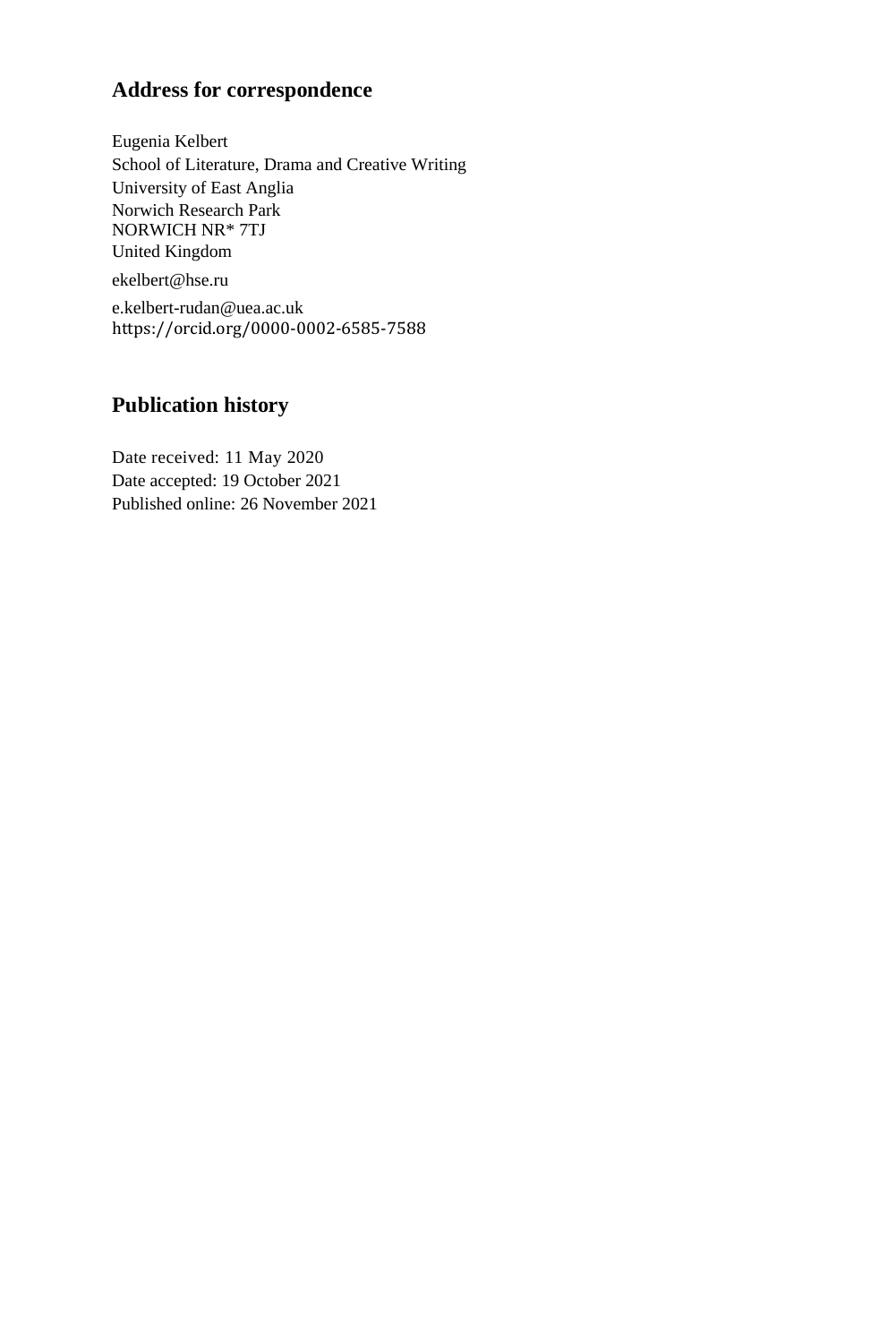## Address for correspondence

Eugenia Kelbert
School of Literature, Drama and Creative Writing
University of East Anglia
Norwich Research Park
NORWICH NR* 7TJ
United Kingdom

ekelbert@hse.ru

e.kelbert-rudan@uea.ac.uk
https://orcid.org/0000-0002-6585-7588

## Publication history

Date received: 11 May 2020
Date accepted: 19 October 2021
Published online: 26 November 2021